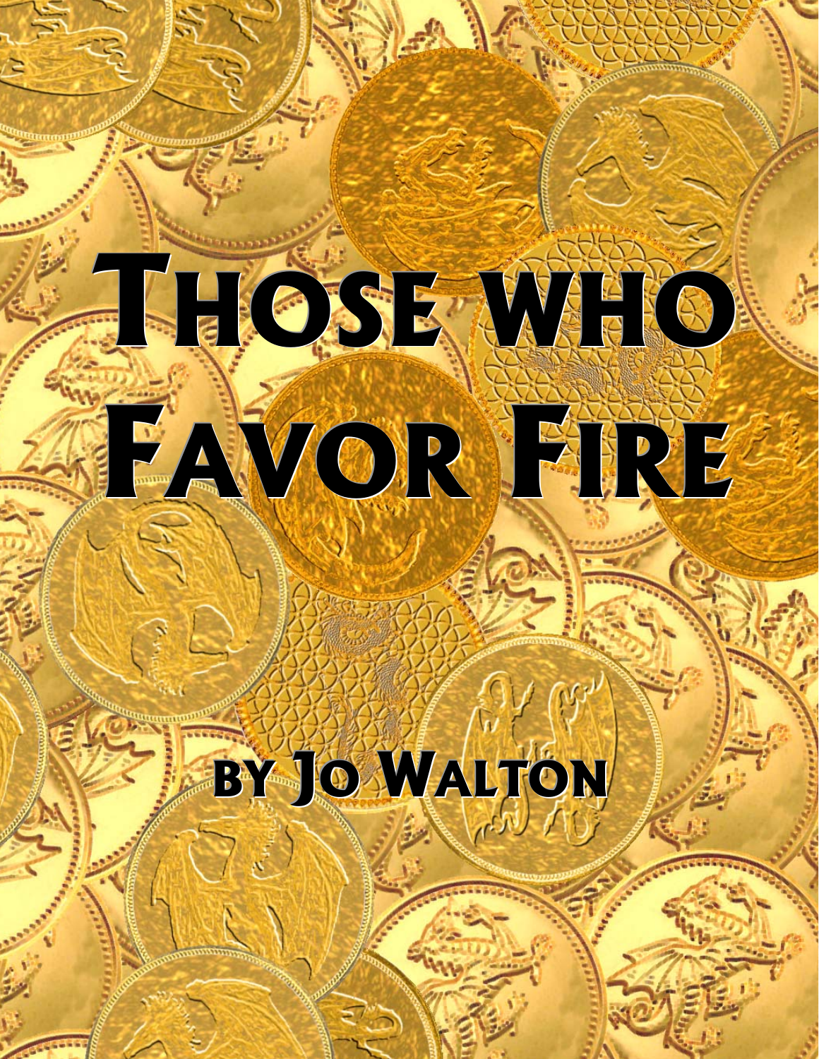# Those who Favor Fire

by Jo Walton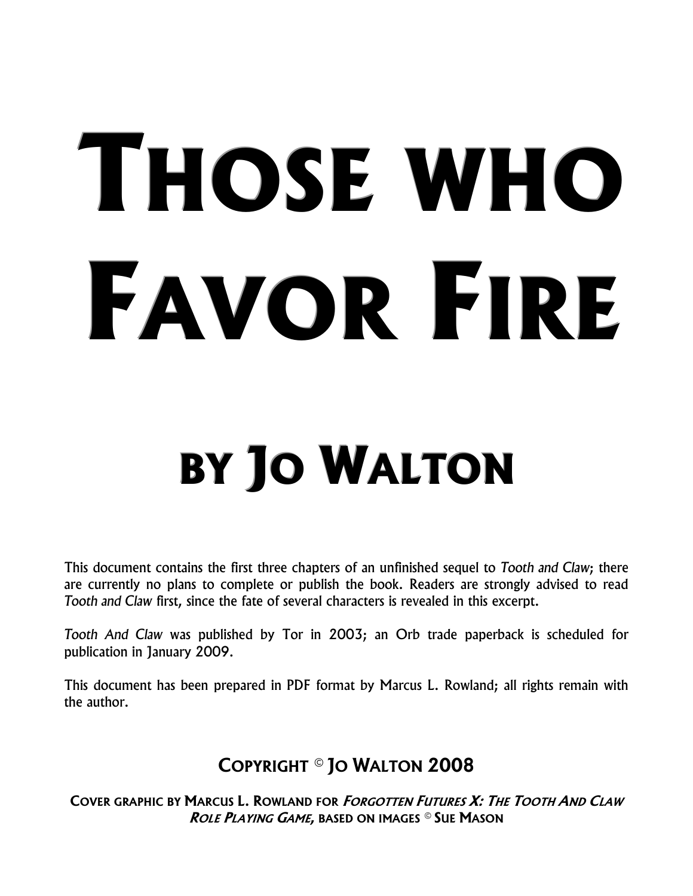# Those who Favor Fire

## by Jo Walton

This document contains the first three chapters of an unfinished sequel to *Tooth and Claw*; there are currently no plans to complete or publish the book. Readers are strongly advised to read *Tooth and Claw* first, since the fate of several characters is revealed in this excerpt.

*Tooth And Claw* was published by Tor in 2003; an Orb trade paperback is scheduled for publication in January 2009.

This document has been prepared in PDF format by Marcus L. Rowland; all rights remain with the author.

**Copyright © Jo Walton 2008**

**Cover graphic by Marcus L. Rowland for *Forgotten Futures X: The Tooth And Claw Role Playing Game*, based on images © Sue Mason**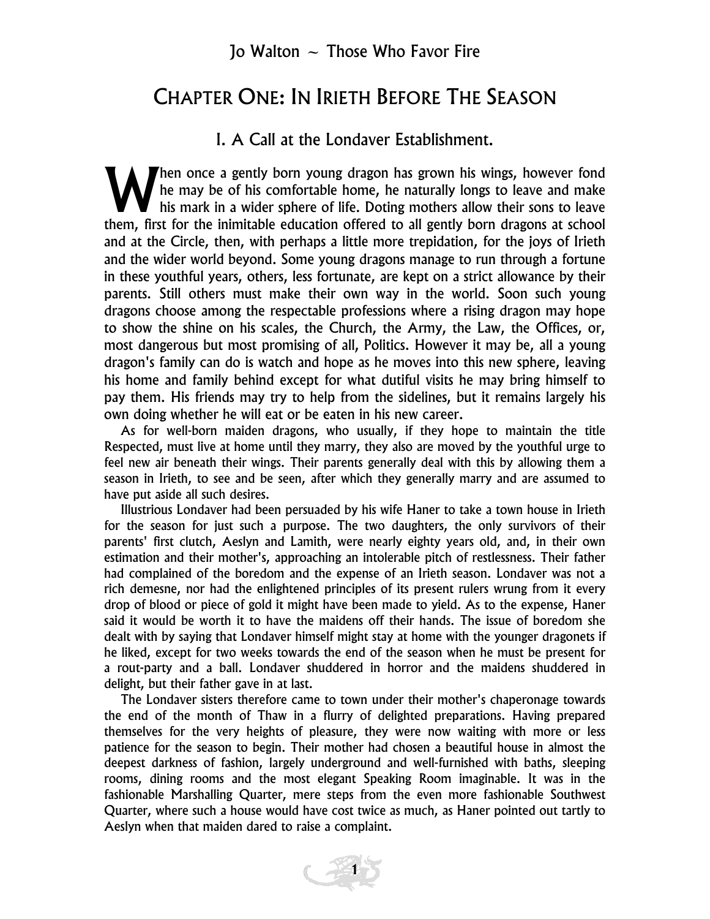# Chapter One: In Irieth Before The Season

## I. A Call at the Londaver Establishment.

When once a gently born young dragon has grown his wings, however fond he may be of his comfortable home, he naturally longs to leave and make his mark in a wider sphere of life. Doting mothers allow their sons to leave them, first for the inimitable education offered to all gently born dragons at school and at the Circle, then, with perhaps a little more trepidation, for the joys of Irieth and the wider world beyond. Some young dragons manage to run through a fortune in these youthful years, others, less fortunate, are kept on a strict allowance by their parents. Still others must make their own way in the world. Soon such young dragons choose among the respectable professions where a rising dragon may hope to show the shine on his scales, the Church, the Army, the Law, the Offices, or, most dangerous but most promising of all, Politics. However it may be, all a young dragon's family can do is watch and hope as he moves into this new sphere, leaving his home and family behind except for what dutiful visits he may bring himself to pay them. His friends may try to help from the sidelines, but it remains largely his own doing whether he will eat or be eaten in his new career.

As for well-born maiden dragons, who usually, if they hope to maintain the title Respected, must live at home until they marry, they also are moved by the youthful urge to feel new air beneath their wings. Their parents generally deal with this by allowing them a season in Irieth, to see and be seen, after which they generally marry and are assumed to have put aside all such desires.

Illustrious Londaver had been persuaded by his wife Haner to take a town house in Irieth for the season for just such a purpose. The two daughters, the only survivors of their parents' first clutch, Aeslyn and Lamith, were nearly eighty years old, and, in their own estimation and their mother's, approaching an intolerable pitch of restlessness. Their father had complained of the boredom and the expense of an Irieth season. Londaver was not a rich demesne, nor had the enlightened principles of its present rulers wrung from it every drop of blood or piece of gold it might have been made to yield. As to the expense, Haner said it would be worth it to have the maidens off their hands. The issue of boredom she dealt with by saying that Londaver himself might stay at home with the younger dragonets if he liked, except for two weeks towards the end of the season when he must be present for a rout-party and a ball. Londaver shuddered in horror and the maidens shuddered in delight, but their father gave in at last.

The Londaver sisters therefore came to town under their mother's chaperonage towards the end of the month of Thaw in a flurry of delighted preparations. Having prepared themselves for the very heights of pleasure, they were now waiting with more or less patience for the season to begin. Their mother had chosen a beautiful house in almost the deepest darkness of fashion, largely underground and well-furnished with baths, sleeping rooms, dining rooms and the most elegant Speaking Room imaginable. It was in the fashionable Marshalling Quarter, mere steps from the even more fashionable Southwest Quarter, where such a house would have cost twice as much, as Haner pointed out tartly to Aeslyn when that maiden dared to raise a complaint.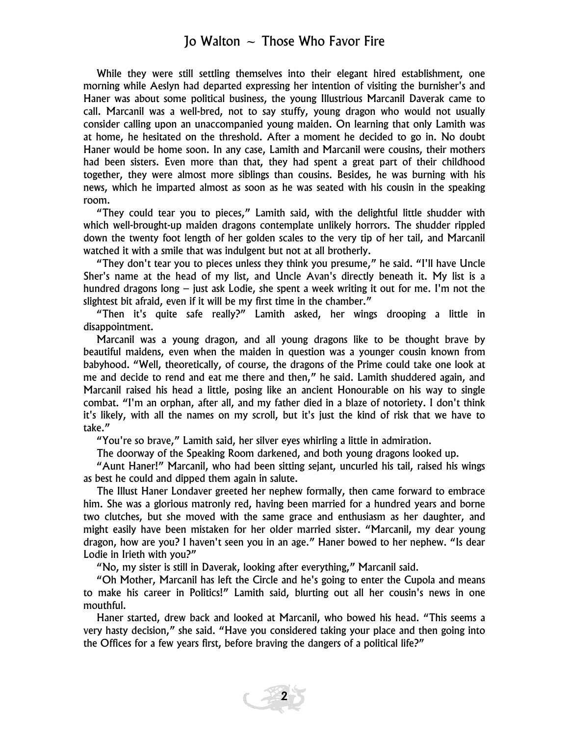While they were still settling themselves into their elegant hired establishment, one morning while Aeslyn had departed expressing her intention of visiting the burnisher's and Haner was about some political business, the young Illustrious Marcanil Daverak came to call. Marcanil was a well-bred, not to say stuffy, young dragon who would not usually consider calling upon an unaccompanied young maiden. On learning that only Lamith was at home, he hesitated on the threshold. After a moment he decided to go in. No doubt Haner would be home soon. In any case, Lamith and Marcanil were cousins, their mothers had been sisters. Even more than that, they had spent a great part of their childhood together, they were almost more siblings than cousins. Besides, he was burning with his news, which he imparted almost as soon as he was seated with his cousin in the speaking room.

"They could tear you to pieces," Lamith said, with the delightful little shudder with which well-brought-up maiden dragons contemplate unlikely horrors. The shudder rippled down the twenty foot length of her golden scales to the very tip of her tail, and Marcanil watched it with a smile that was indulgent but not at all brotherly.

"They don't tear you to pieces unless they think you presume," he said. "I'll have Uncle Sher's name at the head of my list, and Uncle Avan's directly beneath it. My list is a hundred dragons long – just ask Lodie, she spent a week writing it out for me. I'm not the slightest bit afraid, even if it will be my first time in the chamber."

"Then it's quite safe really?" Lamith asked, her wings drooping a little in disappointment.

Marcanil was a young dragon, and all young dragons like to be thought brave by beautiful maidens, even when the maiden in question was a younger cousin known from babyhood. "Well, theoretically, of course, the dragons of the Prime could take one look at me and decide to rend and eat me there and then," he said. Lamith shuddered again, and Marcanil raised his head a little, posing like an ancient Honourable on his way to single combat. "I'm an orphan, after all, and my father died in a blaze of notoriety. I don't think it's likely, with all the names on my scroll, but it's just the kind of risk that we have to take."

"You're so brave," Lamith said, her silver eyes whirling a little in admiration.

The doorway of the Speaking Room darkened, and both young dragons looked up.

"Aunt Haner!" Marcanil, who had been sitting sejant, uncurled his tail, raised his wings as best he could and dipped them again in salute.

The Illust Haner Londaver greeted her nephew formally, then came forward to embrace him. She was a glorious matronly red, having been married for a hundred years and borne two clutches, but she moved with the same grace and enthusiasm as her daughter, and might easily have been mistaken for her older married sister. "Marcanil, my dear young dragon, how are you? I haven't seen you in an age." Haner bowed to her nephew. "Is dear Lodie in Irieth with you?"

"No, my sister is still in Daverak, looking after everything," Marcanil said.

"Oh Mother, Marcanil has left the Circle and he's going to enter the Cupola and means to make his career in Politics!" Lamith said, blurting out all her cousin's news in one mouthful.

Haner started, drew back and looked at Marcanil, who bowed his head. "This seems a very hasty decision," she said. "Have you considered taking your place and then going into the Offices for a few years first, before braving the dangers of a political life?"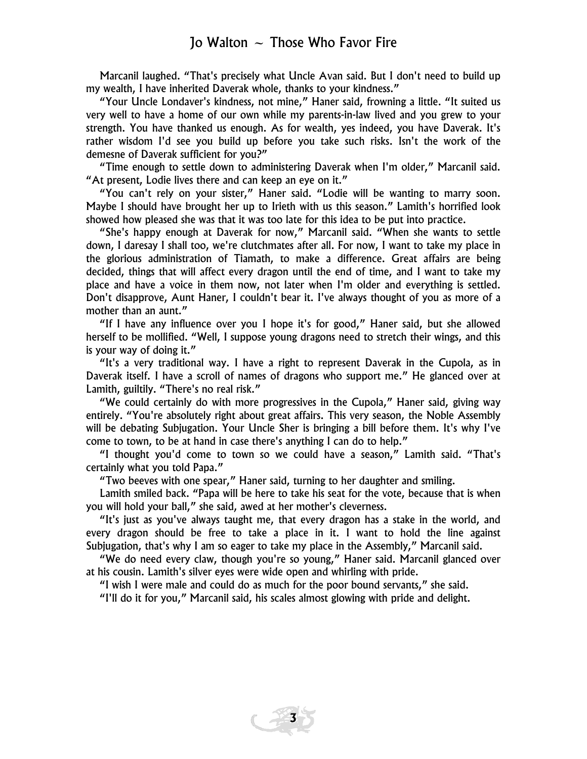Marcanil laughed. "That's precisely what Uncle Avan said. But I don't need to build up my wealth, I have inherited Daverak whole, thanks to your kindness."

"Your Uncle Londaver's kindness, not mine," Haner said, frowning a little. "It suited us very well to have a home of our own while my parents-in-law lived and you grew to your strength. You have thanked us enough. As for wealth, yes indeed, you have Daverak. It's rather wisdom I'd see you build up before you take such risks. Isn't the work of the demesne of Daverak sufficient for you?"

"Time enough to settle down to administering Daverak when I'm older," Marcanil said. "At present, Lodie lives there and can keep an eye on it."

"You can't rely on your sister," Haner said. "Lodie will be wanting to marry soon. Maybe I should have brought her up to Irieth with us this season." Lamith's horrified look showed how pleased she was that it was too late for this idea to be put into practice.

"She's happy enough at Daverak for now," Marcanil said. "When she wants to settle down, I daresay I shall too, we're clutchmates after all. For now, I want to take my place in the glorious administration of Tiamath, to make a difference. Great affairs are being decided, things that will affect every dragon until the end of time, and I want to take my place and have a voice in them now, not later when I'm older and everything is settled. Don't disapprove, Aunt Haner, I couldn't bear it. I've always thought of you as more of a mother than an aunt."

"If I have any influence over you I hope it's for good," Haner said, but she allowed herself to be mollified. "Well, I suppose young dragons need to stretch their wings, and this is your way of doing it."

"It's a very traditional way. I have a right to represent Daverak in the Cupola, as in Daverak itself. I have a scroll of names of dragons who support me." He glanced over at Lamith, guiltily. "There's no real risk."

"We could certainly do with more progressives in the Cupola," Haner said, giving way entirely. "You're absolutely right about great affairs. This very season, the Noble Assembly will be debating Subjugation. Your Uncle Sher is bringing a bill before them. It's why I've come to town, to be at hand in case there's anything I can do to help."

"I thought you'd come to town so we could have a season," Lamith said. "That's certainly what you told Papa."

"Two beeves with one spear," Haner said, turning to her daughter and smiling.

Lamith smiled back. "Papa will be here to take his seat for the vote, because that is when you will hold your ball," she said, awed at her mother's cleverness.

"It's just as you've always taught me, that every dragon has a stake in the world, and every dragon should be free to take a place in it. I want to hold the line against Subjugation, that's why I am so eager to take my place in the Assembly," Marcanil said.

"We do need every claw, though you're so young," Haner said. Marcanil glanced over at his cousin. Lamith's silver eyes were wide open and whirling with pride.

"I wish I were male and could do as much for the poor bound servants," she said.

"I'll do it for you," Marcanil said, his scales almost glowing with pride and delight.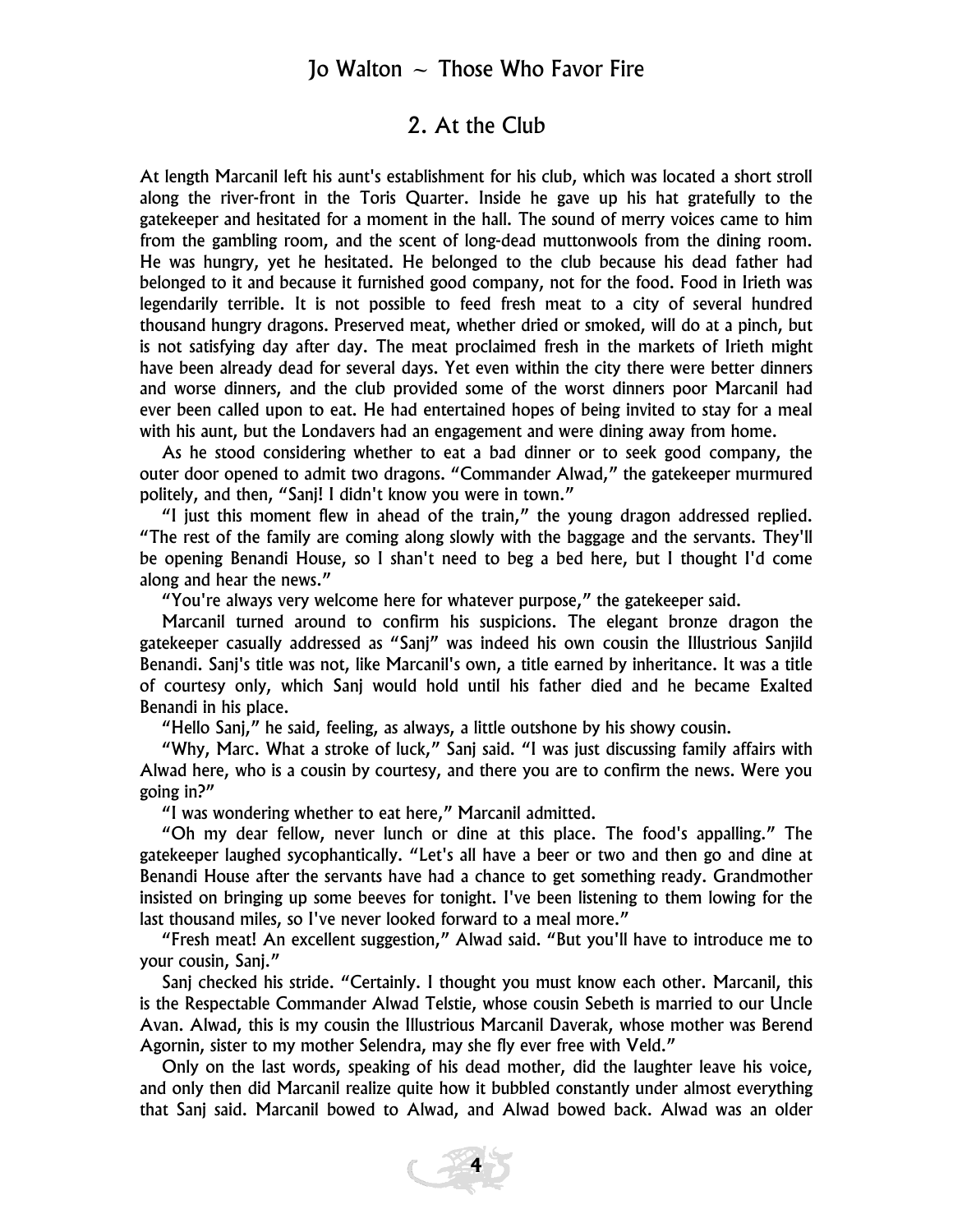## 2. At the Club

At length Marcanil left his aunt's establishment for his club, which was located a short stroll along the river-front in the Toris Quarter. Inside he gave up his hat gratefully to the gatekeeper and hesitated for a moment in the hall. The sound of merry voices came to him from the gambling room, and the scent of long-dead muttonwools from the dining room. He was hungry, yet he hesitated. He belonged to the club because his dead father had belonged to it and because it furnished good company, not for the food. Food in Irieth was legendarily terrible. It is not possible to feed fresh meat to a city of several hundred thousand hungry dragons. Preserved meat, whether dried or smoked, will do at a pinch, but is not satisfying day after day. The meat proclaimed fresh in the markets of Irieth might have been already dead for several days. Yet even within the city there were better dinners and worse dinners, and the club provided some of the worst dinners poor Marcanil had ever been called upon to eat. He had entertained hopes of being invited to stay for a meal with his aunt, but the Londavers had an engagement and were dining away from home.

As he stood considering whether to eat a bad dinner or to seek good company, the outer door opened to admit two dragons. "Commander Alwad," the gatekeeper murmured politely, and then, "Sanj! I didn't know you were in town."

"I just this moment flew in ahead of the train," the young dragon addressed replied. "The rest of the family are coming along slowly with the baggage and the servants. They'll be opening Benandi House, so I shan't need to beg a bed here, but I thought I'd come along and hear the news."

"You're always very welcome here for whatever purpose," the gatekeeper said.

Marcanil turned around to confirm his suspicions. The elegant bronze dragon the gatekeeper casually addressed as "Sanj" was indeed his own cousin the Illustrious Sanjild Benandi. Sanj's title was not, like Marcanil's own, a title earned by inheritance. It was a title of courtesy only, which Sanj would hold until his father died and he became Exalted Benandi in his place.

"Hello Sanj," he said, feeling, as always, a little outshone by his showy cousin.

"Why, Marc. What a stroke of luck," Sanj said. "I was just discussing family affairs with Alwad here, who is a cousin by courtesy, and there you are to confirm the news. Were you going in?"

"I was wondering whether to eat here," Marcanil admitted.

"Oh my dear fellow, never lunch or dine at this place. The food's appalling." The gatekeeper laughed sycophantically. "Let's all have a beer or two and then go and dine at Benandi House after the servants have had a chance to get something ready. Grandmother insisted on bringing up some beeves for tonight. I've been listening to them lowing for the last thousand miles, so I've never looked forward to a meal more."

"Fresh meat! An excellent suggestion," Alwad said. "But you'll have to introduce me to your cousin, Sanj."

Sanj checked his stride. "Certainly. I thought you must know each other. Marcanil, this is the Respectable Commander Alwad Telstie, whose cousin Sebeth is married to our Uncle Avan. Alwad, this is my cousin the Illustrious Marcanil Daverak, whose mother was Berend Agornin, sister to my mother Selendra, may she fly ever free with Veld."

Only on the last words, speaking of his dead mother, did the laughter leave his voice, and only then did Marcanil realize quite how it bubbled constantly under almost everything that Sanj said. Marcanil bowed to Alwad, and Alwad bowed back. Alwad was an older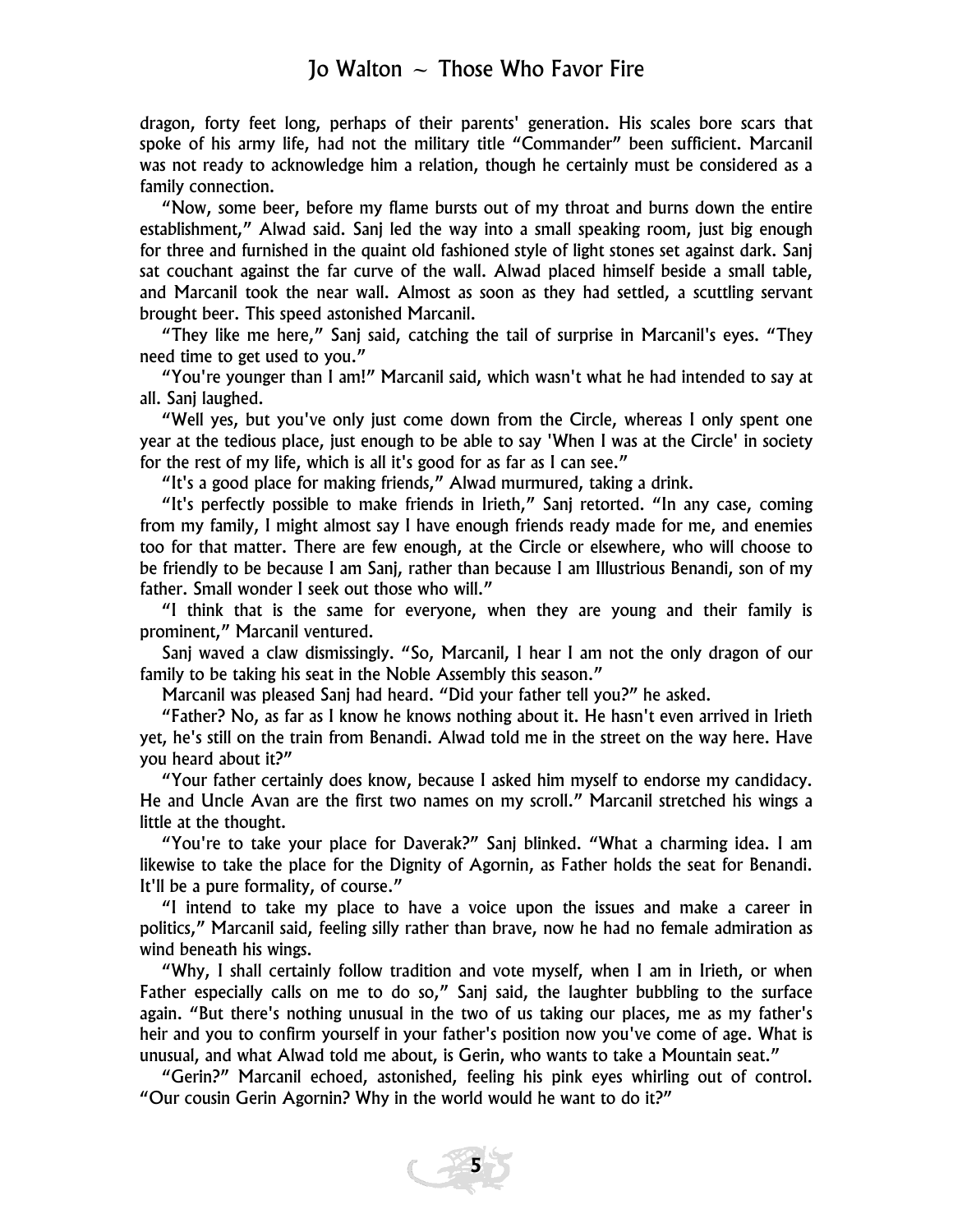dragon, forty feet long, perhaps of their parents' generation. His scales bore scars that spoke of his army life, had not the military title "Commander" been sufficient. Marcanil was not ready to acknowledge him a relation, though he certainly must be considered as a family connection.

"Now, some beer, before my flame bursts out of my throat and burns down the entire establishment," Alwad said. Sanj led the way into a small speaking room, just big enough for three and furnished in the quaint old fashioned style of light stones set against dark. Sanj sat couchant against the far curve of the wall. Alwad placed himself beside a small table, and Marcanil took the near wall. Almost as soon as they had settled, a scuttling servant brought beer. This speed astonished Marcanil.

"They like me here," Sanj said, catching the tail of surprise in Marcanil's eyes. "They need time to get used to you."

"You're younger than I am!" Marcanil said, which wasn't what he had intended to say at all. Sanj laughed.

"Well yes, but you've only just come down from the Circle, whereas I only spent one year at the tedious place, just enough to be able to say 'When I was at the Circle' in society for the rest of my life, which is all it's good for as far as I can see."

"It's a good place for making friends," Alwad murmured, taking a drink.

"It's perfectly possible to make friends in Irieth," Sanj retorted. "In any case, coming from my family, I might almost say I have enough friends ready made for me, and enemies too for that matter. There are few enough, at the Circle or elsewhere, who will choose to be friendly to be because I am Sanj, rather than because I am Illustrious Benandi, son of my father. Small wonder I seek out those who will."

"I think that is the same for everyone, when they are young and their family is prominent," Marcanil ventured.

Sanj waved a claw dismissingly. "So, Marcanil, I hear I am not the only dragon of our family to be taking his seat in the Noble Assembly this season."

Marcanil was pleased Sanj had heard. "Did your father tell you?" he asked.

"Father? No, as far as I know he knows nothing about it. He hasn't even arrived in Irieth yet, he's still on the train from Benandi. Alwad told me in the street on the way here. Have you heard about it?"

"Your father certainly does know, because I asked him myself to endorse my candidacy. He and Uncle Avan are the first two names on my scroll." Marcanil stretched his wings a little at the thought.

"You're to take your place for Daverak?" Sanj blinked. "What a charming idea. I am likewise to take the place for the Dignity of Agornin, as Father holds the seat for Benandi. It'll be a pure formality, of course."

"I intend to take my place to have a voice upon the issues and make a career in politics," Marcanil said, feeling silly rather than brave, now he had no female admiration as wind beneath his wings.

"Why, I shall certainly follow tradition and vote myself, when I am in Irieth, or when Father especially calls on me to do so," Sanj said, the laughter bubbling to the surface again. "But there's nothing unusual in the two of us taking our places, me as my father's heir and you to confirm yourself in your father's position now you've come of age. What is unusual, and what Alwad told me about, is Gerin, who wants to take a Mountain seat."

"Gerin?" Marcanil echoed, astonished, feeling his pink eyes whirling out of control. "Our cousin Gerin Agornin? Why in the world would he want to do it?"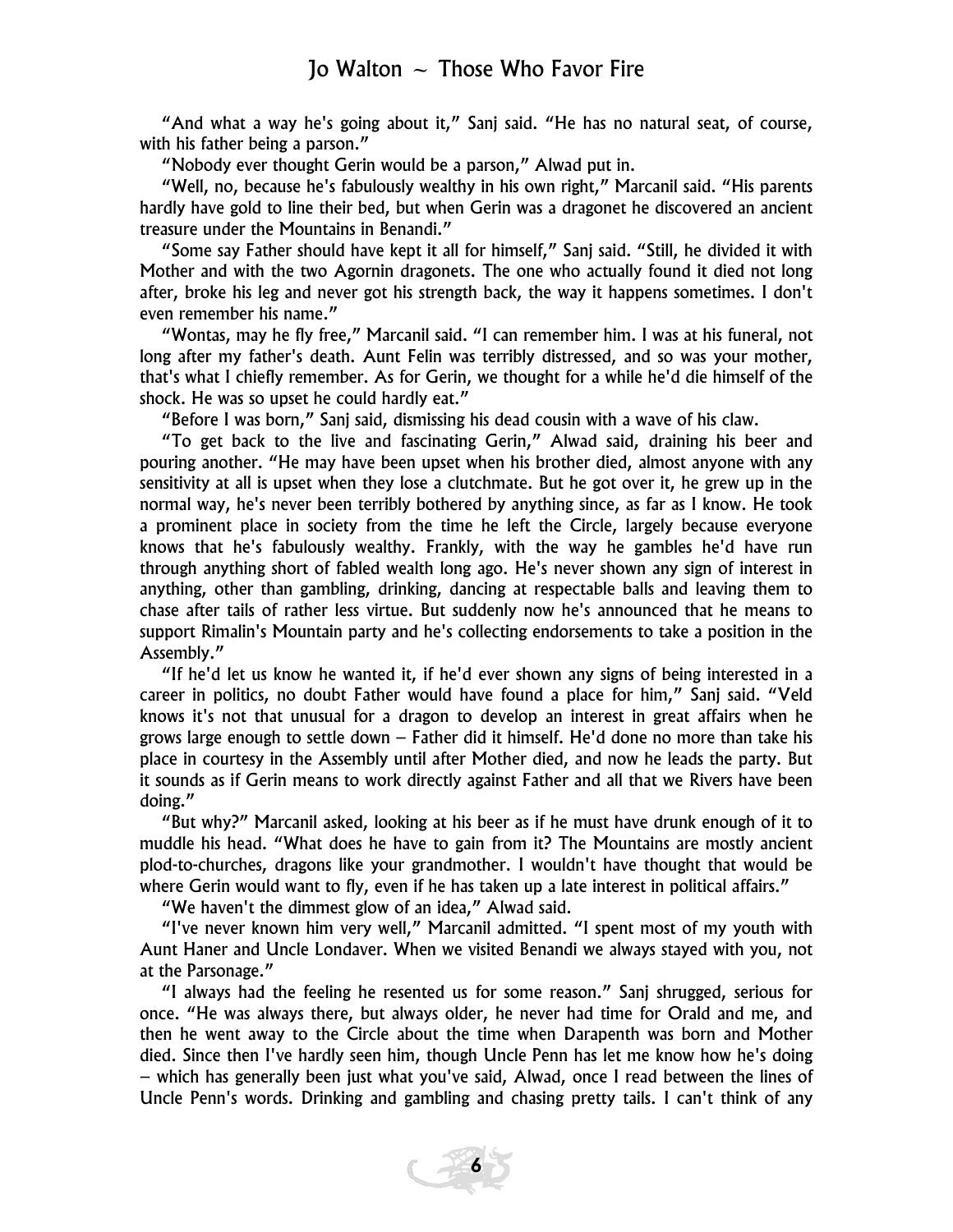"And what a way he's going about it," Sanj said. "He has no natural seat, of course, with his father being a parson."

"Nobody ever thought Gerin would be a parson," Alwad put in.

"Well, no, because he's fabulously wealthy in his own right," Marcanil said. "His parents hardly have gold to line their bed, but when Gerin was a dragonet he discovered an ancient treasure under the Mountains in Benandi."

"Some say Father should have kept it all for himself," Sanj said. "Still, he divided it with Mother and with the two Agornin dragonets. The one who actually found it died not long after, broke his leg and never got his strength back, the way it happens sometimes. I don't even remember his name."

"Wontas, may he fly free," Marcanil said. "I can remember him. I was at his funeral, not long after my father's death. Aunt Felin was terribly distressed, and so was your mother, that's what I chiefly remember. As for Gerin, we thought for a while he'd die himself of the shock. He was so upset he could hardly eat."

"Before I was born," Sanj said, dismissing his dead cousin with a wave of his claw.

"To get back to the live and fascinating Gerin," Alwad said, draining his beer and pouring another. "He may have been upset when his brother died, almost anyone with any sensitivity at all is upset when they lose a clutchmate. But he got over it, he grew up in the normal way, he's never been terribly bothered by anything since, as far as I know. He took a prominent place in society from the time he left the Circle, largely because everyone knows that he's fabulously wealthy. Frankly, with the way he gambles he'd have run through anything short of fabled wealth long ago. He's never shown any sign of interest in anything, other than gambling, drinking, dancing at respectable balls and leaving them to chase after tails of rather less virtue. But suddenly now he's announced that he means to support Rimalin's Mountain party and he's collecting endorsements to take a position in the Assembly."

"If he'd let us know he wanted it, if he'd ever shown any signs of being interested in a career in politics, no doubt Father would have found a place for him," Sanj said. "Veld knows it's not that unusual for a dragon to develop an interest in great affairs when he grows large enough to settle down – Father did it himself. He'd done no more than take his place in courtesy in the Assembly until after Mother died, and now he leads the party. But it sounds as if Gerin means to work directly against Father and all that we Rivers have been doing."

"But why?" Marcanil asked, looking at his beer as if he must have drunk enough of it to muddle his head. "What does he have to gain from it? The Mountains are mostly ancient plod-to-churches, dragons like your grandmother. I wouldn't have thought that would be where Gerin would want to fly, even if he has taken up a late interest in political affairs."

"We haven't the dimmest glow of an idea," Alwad said.

"I've never known him very well," Marcanil admitted. "I spent most of my youth with Aunt Haner and Uncle Londaver. When we visited Benandi we always stayed with you, not at the Parsonage."

"I always had the feeling he resented us for some reason." Sanj shrugged, serious for once. "He was always there, but always older, he never had time for Orald and me, and then he went away to the Circle about the time when Darapenth was born and Mother died. Since then I've hardly seen him, though Uncle Penn has let me know how he's doing – which has generally been just what you've said, Alwad, once I read between the lines of Uncle Penn's words. Drinking and gambling and chasing pretty tails. I can't think of any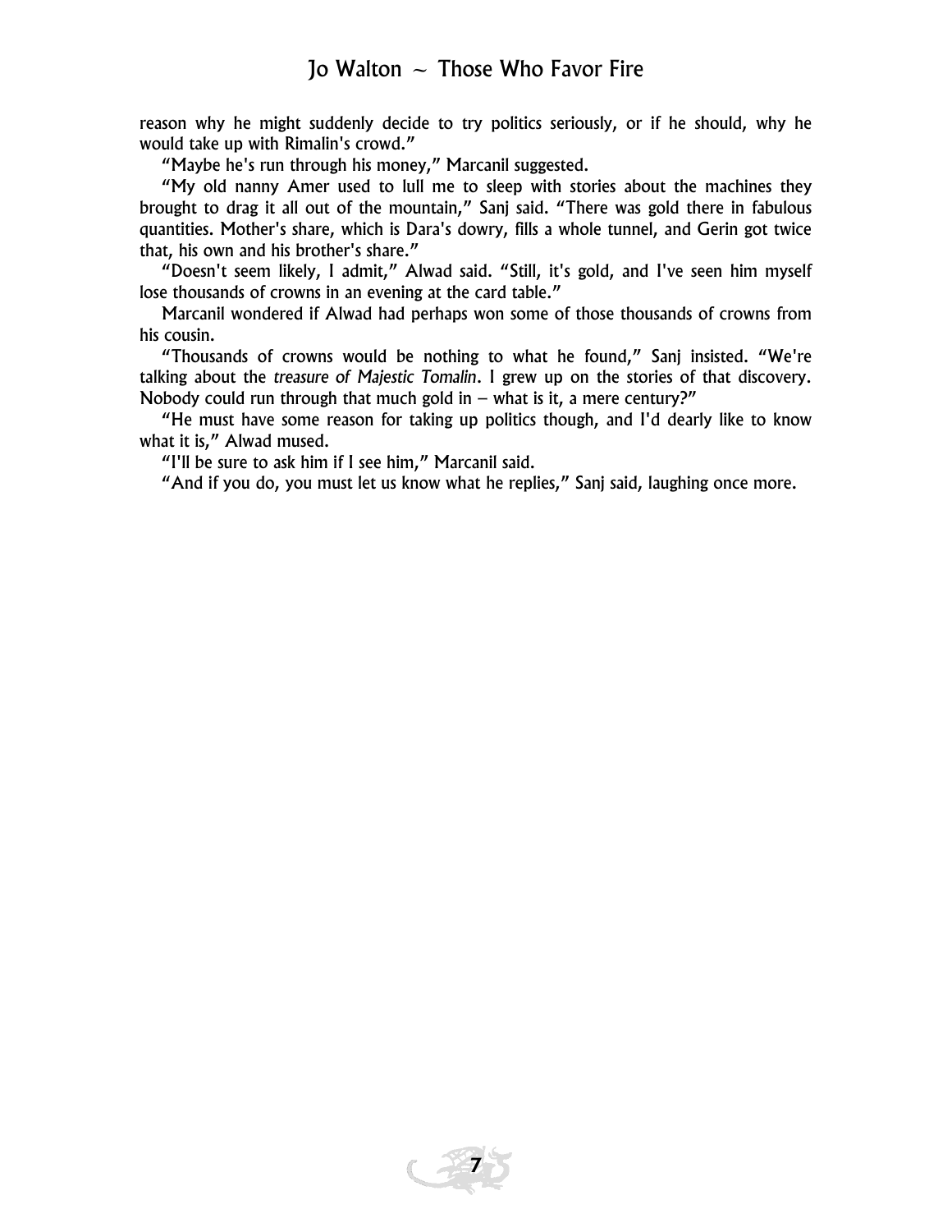reason why he might suddenly decide to try politics seriously, or if he should, why he would take up with Rimalin's crowd."

"Maybe he's run through his money," Marcanil suggested.

"My old nanny Amer used to lull me to sleep with stories about the machines they brought to drag it all out of the mountain," Sanj said. "There was gold there in fabulous quantities. Mother's share, which is Dara's dowry, fills a whole tunnel, and Gerin got twice that, his own and his brother's share."

"Doesn't seem likely, I admit," Alwad said. "Still, it's gold, and I've seen him myself lose thousands of crowns in an evening at the card table."

Marcanil wondered if Alwad had perhaps won some of those thousands of crowns from his cousin.

"Thousands of crowns would be nothing to what he found," Sanj insisted. "We're talking about the *treasure of Majestic Tomalin*. I grew up on the stories of that discovery. Nobody could run through that much gold in – what is it, a mere century?"

"He must have some reason for taking up politics though, and I'd dearly like to know what it is," Alwad mused.

"I'll be sure to ask him if I see him," Marcanil said.

"And if you do, you must let us know what he replies," Sanj said, laughing once more.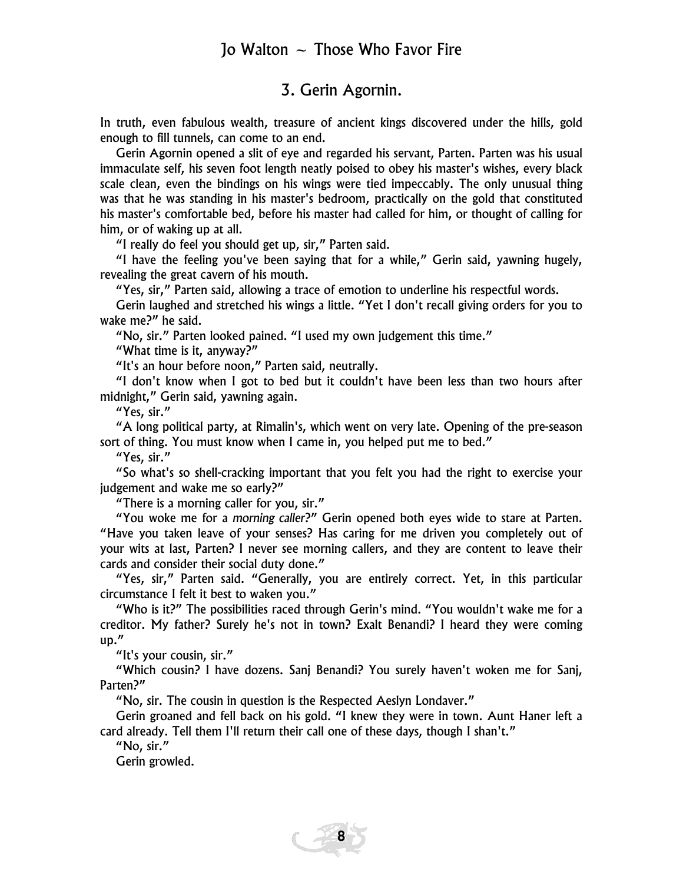## 3. Gerin Agornin.

In truth, even fabulous wealth, treasure of ancient kings discovered under the hills, gold enough to fill tunnels, can come to an end.

Gerin Agornin opened a slit of eye and regarded his servant, Parten. Parten was his usual immaculate self, his seven foot length neatly poised to obey his master's wishes, every black scale clean, even the bindings on his wings were tied impeccably. The only unusual thing was that he was standing in his master's bedroom, practically on the gold that constituted his master's comfortable bed, before his master had called for him, or thought of calling for him, or of waking up at all.

"I really do feel you should get up, sir," Parten said.

"I have the feeling you've been saying that for a while," Gerin said, yawning hugely, revealing the great cavern of his mouth.

"Yes, sir," Parten said, allowing a trace of emotion to underline his respectful words.

Gerin laughed and stretched his wings a little. "Yet I don't recall giving orders for you to wake me?" he said.

"No, sir." Parten looked pained. "I used my own judgement this time."

"What time is it, anyway?"

"It's an hour before noon," Parten said, neutrally.

"I don't know when I got to bed but it couldn't have been less than two hours after midnight," Gerin said, yawning again.

"Yes, sir."

"A long political party, at Rimalin's, which went on very late. Opening of the pre-season sort of thing. You must know when I came in, you helped put me to bed."

"Yes, sir."

"So what's so shell-cracking important that you felt you had the right to exercise your judgement and wake me so early?"

"There is a morning caller for you, sir."

"You woke me for a *morning caller*?" Gerin opened both eyes wide to stare at Parten. "Have you taken leave of your senses? Has caring for me driven you completely out of your wits at last, Parten? I never see morning callers, and they are content to leave their cards and consider their social duty done."

"Yes, sir," Parten said. "Generally, you are entirely correct. Yet, in this particular circumstance I felt it best to waken you."

"Who is it?" The possibilities raced through Gerin's mind. "You wouldn't wake me for a creditor. My father? Surely he's not in town? Exalt Benandi? I heard they were coming up."

"It's your cousin, sir."

"Which cousin? I have dozens. Sanj Benandi? You surely haven't woken me for Sanj, Parten?"

"No, sir. The cousin in question is the Respected Aeslyn Londaver."

Gerin groaned and fell back on his gold. "I knew they were in town. Aunt Haner left a card already. Tell them I'll return their call one of these days, though I shan't."

"No, sir."

Gerin growled.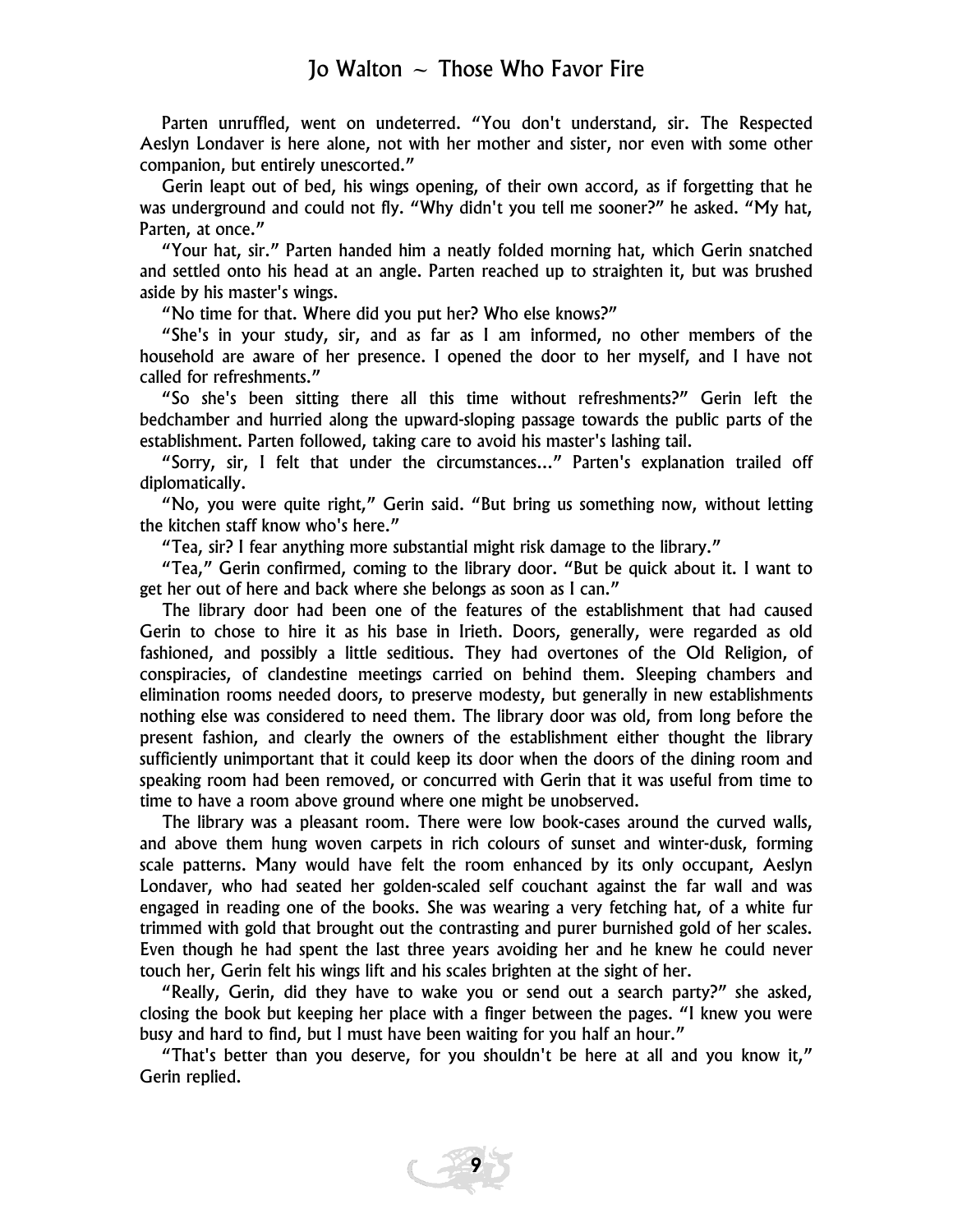Parten unruffled, went on undeterred. "You don't understand, sir. The Respected Aeslyn Londaver is here alone, not with her mother and sister, nor even with some other companion, but entirely unescorted."

Gerin leapt out of bed, his wings opening, of their own accord, as if forgetting that he was underground and could not fly. "Why didn't you tell me sooner?" he asked. "My hat, Parten, at once."

"Your hat, sir." Parten handed him a neatly folded morning hat, which Gerin snatched and settled onto his head at an angle. Parten reached up to straighten it, but was brushed aside by his master's wings.

"No time for that. Where did you put her? Who else knows?"

"She's in your study, sir, and as far as I am informed, no other members of the household are aware of her presence. I opened the door to her myself, and I have not called for refreshments."

"So she's been sitting there all this time without refreshments?" Gerin left the bedchamber and hurried along the upward-sloping passage towards the public parts of the establishment. Parten followed, taking care to avoid his master's lashing tail.

"Sorry, sir, I felt that under the circumstances..." Parten's explanation trailed off diplomatically.

"No, you were quite right," Gerin said. "But bring us something now, without letting the kitchen staff know who's here."

"Tea, sir? I fear anything more substantial might risk damage to the library."

"Tea," Gerin confirmed, coming to the library door. "But be quick about it. I want to get her out of here and back where she belongs as soon as I can."

The library door had been one of the features of the establishment that had caused Gerin to chose to hire it as his base in Irieth. Doors, generally, were regarded as old fashioned, and possibly a little seditious. They had overtones of the Old Religion, of conspiracies, of clandestine meetings carried on behind them. Sleeping chambers and elimination rooms needed doors, to preserve modesty, but generally in new establishments nothing else was considered to need them. The library door was old, from long before the present fashion, and clearly the owners of the establishment either thought the library sufficiently unimportant that it could keep its door when the doors of the dining room and speaking room had been removed, or concurred with Gerin that it was useful from time to time to have a room above ground where one might be unobserved.

The library was a pleasant room. There were low book-cases around the curved walls, and above them hung woven carpets in rich colours of sunset and winter-dusk, forming scale patterns. Many would have felt the room enhanced by its only occupant, Aeslyn Londaver, who had seated her golden-scaled self couchant against the far wall and was engaged in reading one of the books. She was wearing a very fetching hat, of a white fur trimmed with gold that brought out the contrasting and purer burnished gold of her scales. Even though he had spent the last three years avoiding her and he knew he could never touch her, Gerin felt his wings lift and his scales brighten at the sight of her.

"Really, Gerin, did they have to wake you or send out a search party?" she asked, closing the book but keeping her place with a finger between the pages. "I knew you were busy and hard to find, but I must have been waiting for you half an hour."

"That's better than you deserve, for you shouldn't be here at all and you know it," Gerin replied.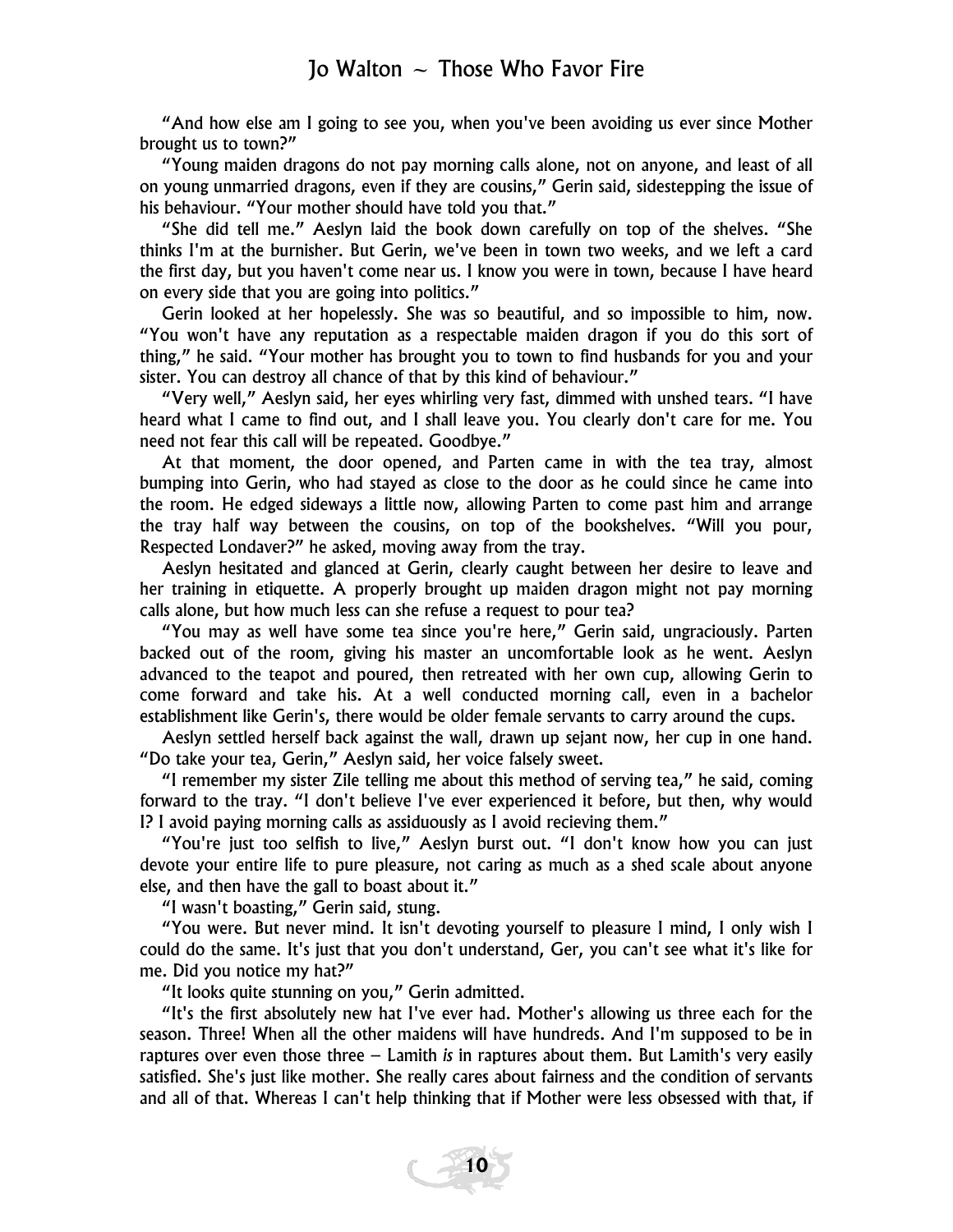"And how else am I going to see you, when you've been avoiding us ever since Mother brought us to town?"

"Young maiden dragons do not pay morning calls alone, not on anyone, and least of all on young unmarried dragons, even if they are cousins," Gerin said, sidestepping the issue of his behaviour. "Your mother should have told you that."

"She did tell me." Aeslyn laid the book down carefully on top of the shelves. "She thinks I'm at the burnisher. But Gerin, we've been in town two weeks, and we left a card the first day, but you haven't come near us. I know you were in town, because I have heard on every side that you are going into politics."

Gerin looked at her hopelessly. She was so beautiful, and so impossible to him, now. "You won't have any reputation as a respectable maiden dragon if you do this sort of thing," he said. "Your mother has brought you to town to find husbands for you and your sister. You can destroy all chance of that by this kind of behaviour."

"Very well," Aeslyn said, her eyes whirling very fast, dimmed with unshed tears. "I have heard what I came to find out, and I shall leave you. You clearly don't care for me. You need not fear this call will be repeated. Goodbye."

At that moment, the door opened, and Parten came in with the tea tray, almost bumping into Gerin, who had stayed as close to the door as he could since he came into the room. He edged sideways a little now, allowing Parten to come past him and arrange the tray half way between the cousins, on top of the bookshelves. "Will you pour, Respected Londaver?" he asked, moving away from the tray.

Aeslyn hesitated and glanced at Gerin, clearly caught between her desire to leave and her training in etiquette. A properly brought up maiden dragon might not pay morning calls alone, but how much less can she refuse a request to pour tea?

"You may as well have some tea since you're here," Gerin said, ungraciously. Parten backed out of the room, giving his master an uncomfortable look as he went. Aeslyn advanced to the teapot and poured, then retreated with her own cup, allowing Gerin to come forward and take his. At a well conducted morning call, even in a bachelor establishment like Gerin's, there would be older female servants to carry around the cups.

Aeslyn settled herself back against the wall, drawn up sejant now, her cup in one hand. "Do take your tea, Gerin," Aeslyn said, her voice falsely sweet.

"I remember my sister Zile telling me about this method of serving tea," he said, coming forward to the tray. "I don't believe I've ever experienced it before, but then, why would I? I avoid paying morning calls as assiduously as I avoid recieving them."

"You're just too selfish to live," Aeslyn burst out. "I don't know how you can just devote your entire life to pure pleasure, not caring as much as a shed scale about anyone else, and then have the gall to boast about it."

"I wasn't boasting," Gerin said, stung.

"You were. But never mind. It isn't devoting yourself to pleasure I mind, I only wish I could do the same. It's just that you don't understand, Ger, you can't see what it's like for me. Did you notice my hat?"

"It looks quite stunning on you," Gerin admitted.

"It's the first absolutely new hat I've ever had. Mother's allowing us three each for the season. Three! When all the other maidens will have hundreds. And I'm supposed to be in raptures over even those three – Lamith *is* in raptures about them. But Lamith's very easily satisfied. She's just like mother. She really cares about fairness and the condition of servants and all of that. Whereas I can't help thinking that if Mother were less obsessed with that, if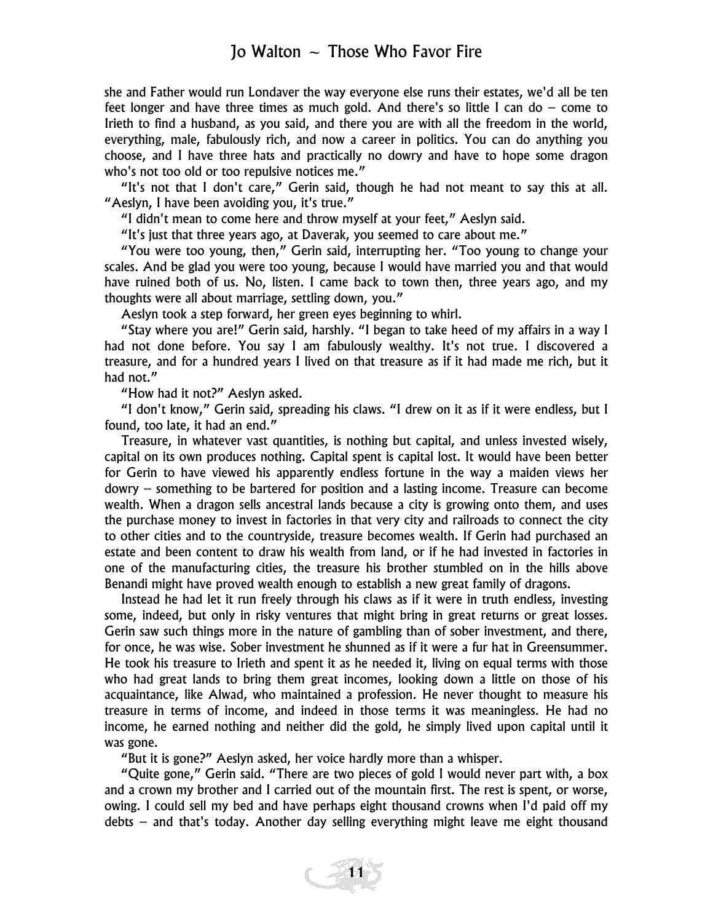she and Father would run Londaver the way everyone else runs their estates, we'd all be ten feet longer and have three times as much gold. And there's so little I can do – come to Irieth to find a husband, as you said, and there you are with all the freedom in the world, everything, male, fabulously rich, and now a career in politics. You can do anything you choose, and I have three hats and practically no dowry and have to hope some dragon who's not too old or too repulsive notices me."

"It's not that I don't care," Gerin said, though he had not meant to say this at all. "Aeslyn, I have been avoiding you, it's true."

"I didn't mean to come here and throw myself at your feet," Aeslyn said.

"It's just that three years ago, at Daverak, you seemed to care about me."

"You were too young, then," Gerin said, interrupting her. "Too young to change your scales. And be glad you were too young, because I would have married you and that would have ruined both of us. No, listen. I came back to town then, three years ago, and my thoughts were all about marriage, settling down, you."

Aeslyn took a step forward, her green eyes beginning to whirl.

"Stay where you are!" Gerin said, harshly. "I began to take heed of my affairs in a way I had not done before. You say I am fabulously wealthy. It's not true. I discovered a treasure, and for a hundred years I lived on that treasure as if it had made me rich, but it had not."

"How had it not?" Aeslyn asked.

"I don't know," Gerin said, spreading his claws. "I drew on it as if it were endless, but I found, too late, it had an end."

Treasure, in whatever vast quantities, is nothing but capital, and unless invested wisely, capital on its own produces nothing. Capital spent is capital lost. It would have been better for Gerin to have viewed his apparently endless fortune in the way a maiden views her dowry – something to be bartered for position and a lasting income. Treasure can become wealth. When a dragon sells ancestral lands because a city is growing onto them, and uses the purchase money to invest in factories in that very city and railroads to connect the city to other cities and to the countryside, treasure becomes wealth. If Gerin had purchased an estate and been content to draw his wealth from land, or if he had invested in factories in one of the manufacturing cities, the treasure his brother stumbled on in the hills above Benandi might have proved wealth enough to establish a new great family of dragons.

Instead he had let it run freely through his claws as if it were in truth endless, investing some, indeed, but only in risky ventures that might bring in great returns or great losses. Gerin saw such things more in the nature of gambling than of sober investment, and there, for once, he was wise. Sober investment he shunned as if it were a fur hat in Greensummer. He took his treasure to Irieth and spent it as he needed it, living on equal terms with those who had great lands to bring them great incomes, looking down a little on those of his acquaintance, like Alwad, who maintained a profession. He never thought to measure his treasure in terms of income, and indeed in those terms it was meaningless. He had no income, he earned nothing and neither did the gold, he simply lived upon capital until it was gone.

"But it is gone?" Aeslyn asked, her voice hardly more than a whisper.

"Quite gone," Gerin said. "There are two pieces of gold I would never part with, a box and a crown my brother and I carried out of the mountain first. The rest is spent, or worse, owing. I could sell my bed and have perhaps eight thousand crowns when I'd paid off my debts – and that's today. Another day selling everything might leave me eight thousand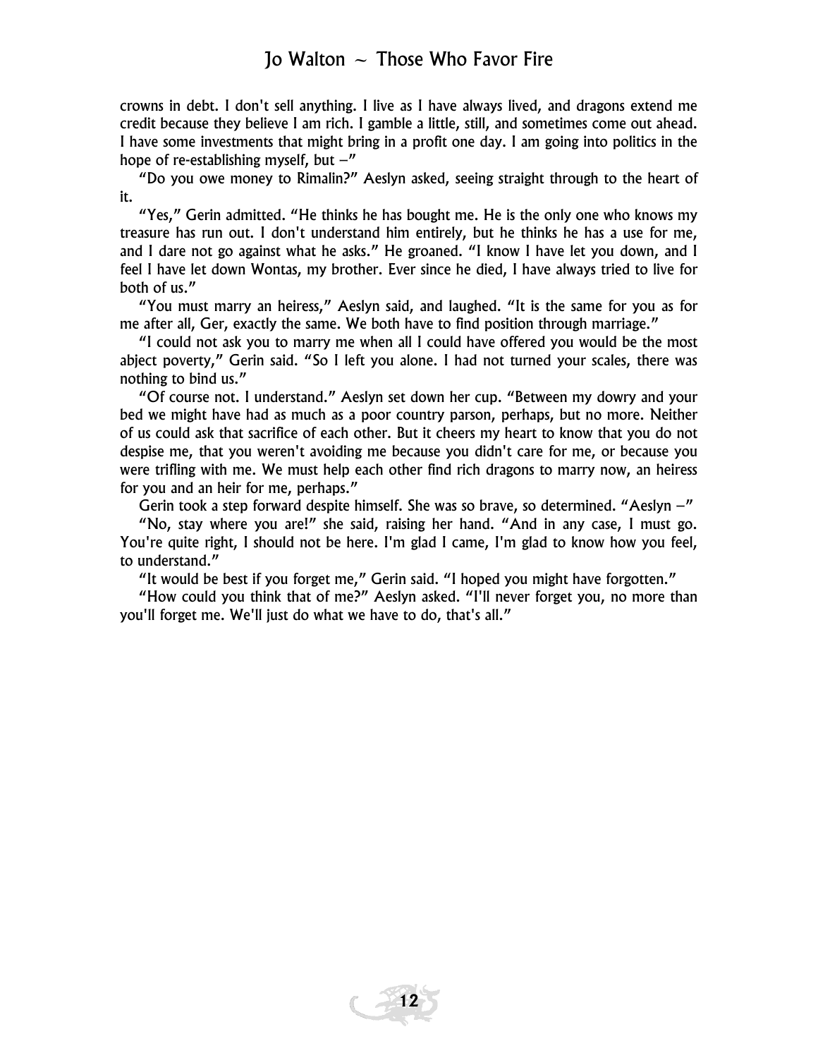crowns in debt. I don't sell anything. I live as I have always lived, and dragons extend me credit because they believe I am rich. I gamble a little, still, and sometimes come out ahead. I have some investments that might bring in a profit one day. I am going into politics in the hope of re-establishing myself, but –"

"Do you owe money to Rimalin?" Aeslyn asked, seeing straight through to the heart of it.

"Yes," Gerin admitted. "He thinks he has bought me. He is the only one who knows my treasure has run out. I don't understand him entirely, but he thinks he has a use for me, and I dare not go against what he asks." He groaned. "I know I have let you down, and I feel I have let down Wontas, my brother. Ever since he died, I have always tried to live for both of us."

"You must marry an heiress," Aeslyn said, and laughed. "It is the same for you as for me after all, Ger, exactly the same. We both have to find position through marriage."

"I could not ask you to marry me when all I could have offered you would be the most abject poverty," Gerin said. "So I left you alone. I had not turned your scales, there was nothing to bind us."

"Of course not. I understand." Aeslyn set down her cup. "Between my dowry and your bed we might have had as much as a poor country parson, perhaps, but no more. Neither of us could ask that sacrifice of each other. But it cheers my heart to know that you do not despise me, that you weren't avoiding me because you didn't care for me, or because you were trifling with me. We must help each other find rich dragons to marry now, an heiress for you and an heir for me, perhaps."

Gerin took a step forward despite himself. She was so brave, so determined. "Aeslyn –"

"No, stay where you are!" she said, raising her hand. "And in any case, I must go. You're quite right, I should not be here. I'm glad I came, I'm glad to know how you feel, to understand."

"It would be best if you forget me," Gerin said. "I hoped you might have forgotten."

"How could you think that of me?" Aeslyn asked. "I'll never forget you, no more than you'll forget me. We'll just do what we have to do, that's all."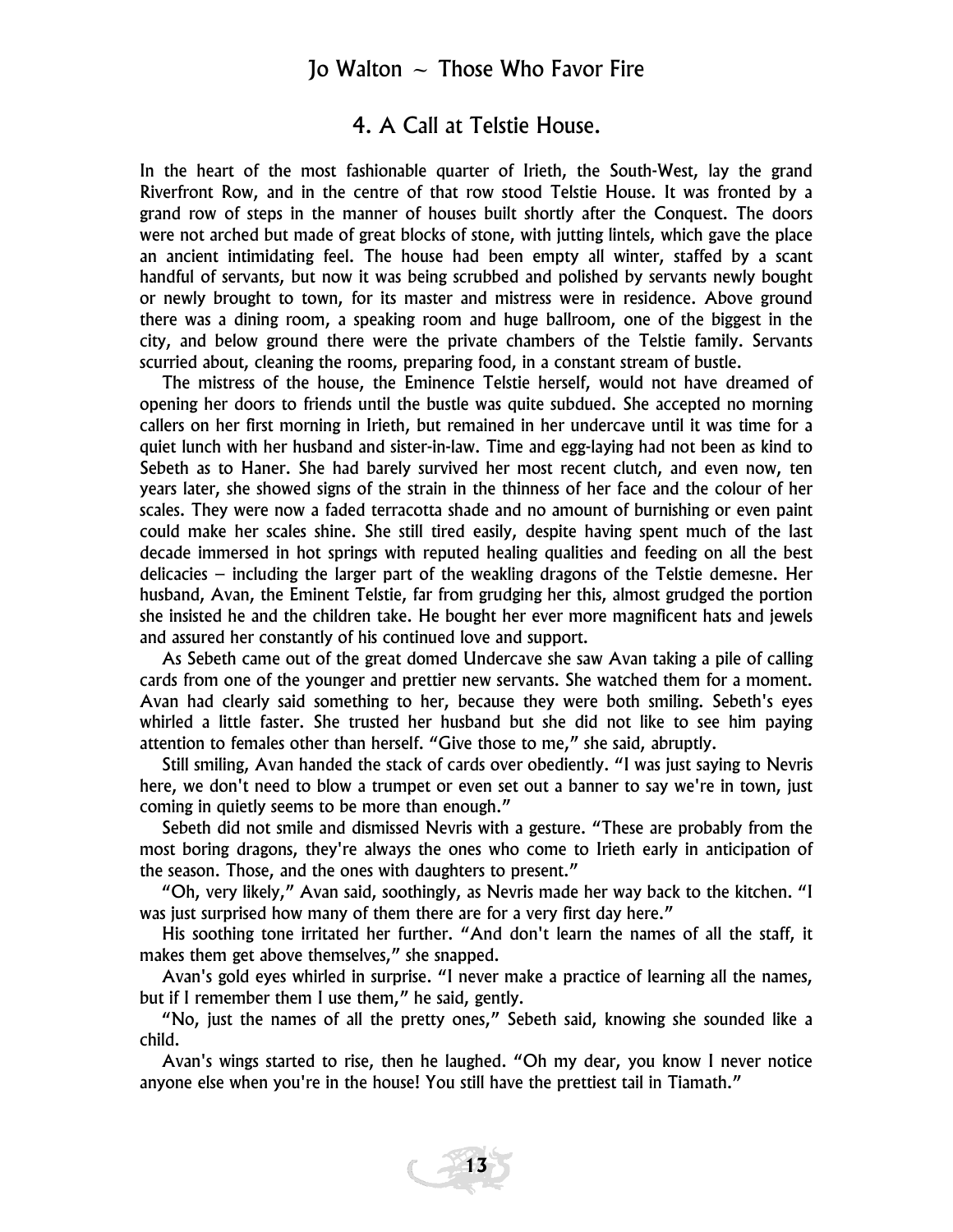## 4. A Call at Telstie House.

In the heart of the most fashionable quarter of Irieth, the South-West, lay the grand Riverfront Row, and in the centre of that row stood Telstie House. It was fronted by a grand row of steps in the manner of houses built shortly after the Conquest. The doors were not arched but made of great blocks of stone, with jutting lintels, which gave the place an ancient intimidating feel. The house had been empty all winter, staffed by a scant handful of servants, but now it was being scrubbed and polished by servants newly bought or newly brought to town, for its master and mistress were in residence. Above ground there was a dining room, a speaking room and huge ballroom, one of the biggest in the city, and below ground there were the private chambers of the Telstie family. Servants scurried about, cleaning the rooms, preparing food, in a constant stream of bustle.

The mistress of the house, the Eminence Telstie herself, would not have dreamed of opening her doors to friends until the bustle was quite subdued. She accepted no morning callers on her first morning in Irieth, but remained in her undercave until it was time for a quiet lunch with her husband and sister-in-law. Time and egg-laying had not been as kind to Sebeth as to Haner. She had barely survived her most recent clutch, and even now, ten years later, she showed signs of the strain in the thinness of her face and the colour of her scales. They were now a faded terracotta shade and no amount of burnishing or even paint could make her scales shine. She still tired easily, despite having spent much of the last decade immersed in hot springs with reputed healing qualities and feeding on all the best delicacies – including the larger part of the weakling dragons of the Telstie demesne. Her husband, Avan, the Eminent Telstie, far from grudging her this, almost grudged the portion she insisted he and the children take. He bought her ever more magnificent hats and jewels and assured her constantly of his continued love and support.

As Sebeth came out of the great domed Undercave she saw Avan taking a pile of calling cards from one of the younger and prettier new servants. She watched them for a moment. Avan had clearly said something to her, because they were both smiling. Sebeth's eyes whirled a little faster. She trusted her husband but she did not like to see him paying attention to females other than herself. "Give those to me," she said, abruptly.

Still smiling, Avan handed the stack of cards over obediently. "I was just saying to Nevris here, we don't need to blow a trumpet or even set out a banner to say we're in town, just coming in quietly seems to be more than enough."

Sebeth did not smile and dismissed Nevris with a gesture. "These are probably from the most boring dragons, they're always the ones who come to Irieth early in anticipation of the season. Those, and the ones with daughters to present."

"Oh, very likely," Avan said, soothingly, as Nevris made her way back to the kitchen. "I was just surprised how many of them there are for a very first day here."

His soothing tone irritated her further. "And don't learn the names of all the staff, it makes them get above themselves," she snapped.

Avan's gold eyes whirled in surprise. "I never make a practice of learning all the names, but if I remember them I use them," he said, gently.

"No, just the names of all the pretty ones," Sebeth said, knowing she sounded like a child.

Avan's wings started to rise, then he laughed. "Oh my dear, you know I never notice anyone else when you're in the house! You still have the prettiest tail in Tiamath."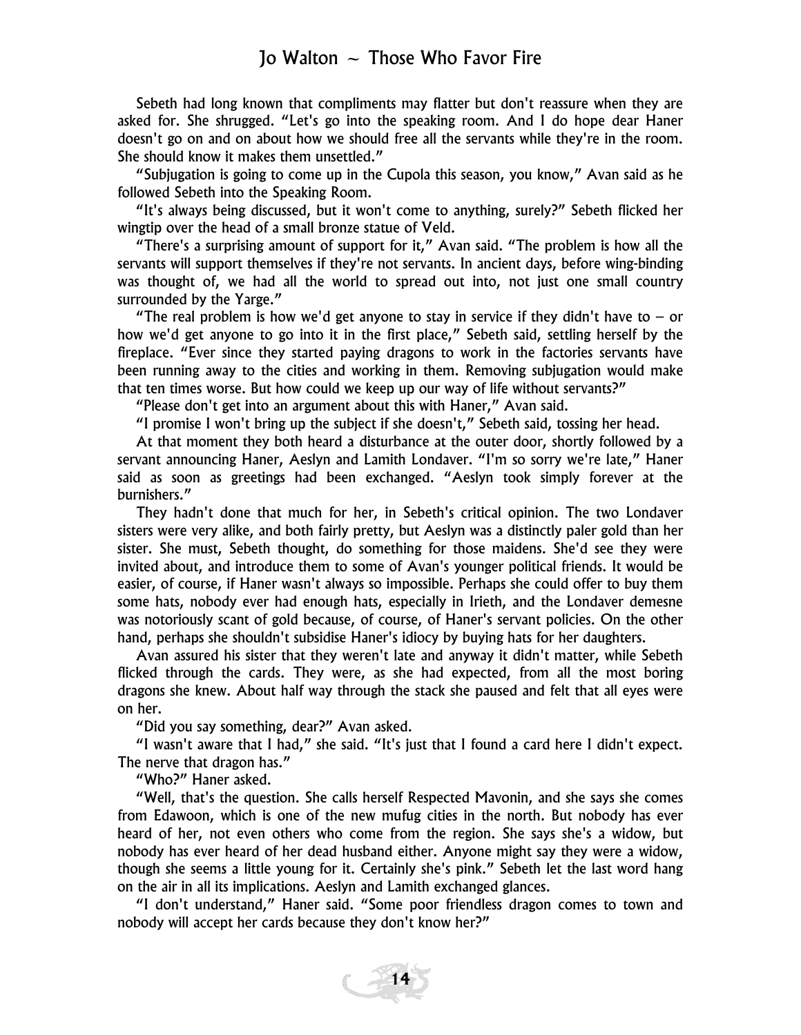Sebeth had long known that compliments may flatter but don't reassure when they are asked for. She shrugged. "Let's go into the speaking room. And I do hope dear Haner doesn't go on and on about how we should free all the servants while they're in the room. She should know it makes them unsettled."

"Subjugation is going to come up in the Cupola this season, you know," Avan said as he followed Sebeth into the Speaking Room.

"It's always being discussed, but it won't come to anything, surely?" Sebeth flicked her wingtip over the head of a small bronze statue of Veld.

"There's a surprising amount of support for it," Avan said. "The problem is how all the servants will support themselves if they're not servants. In ancient days, before wing-binding was thought of, we had all the world to spread out into, not just one small country surrounded by the Yarge."

"The real problem is how we'd get anyone to stay in service if they didn't have to – or how we'd get anyone to go into it in the first place," Sebeth said, settling herself by the fireplace. "Ever since they started paying dragons to work in the factories servants have been running away to the cities and working in them. Removing subjugation would make that ten times worse. But how could we keep up our way of life without servants?"

"Please don't get into an argument about this with Haner," Avan said.

"I promise I won't bring up the subject if she doesn't," Sebeth said, tossing her head.

At that moment they both heard a disturbance at the outer door, shortly followed by a servant announcing Haner, Aeslyn and Lamith Londaver. "I'm so sorry we're late," Haner said as soon as greetings had been exchanged. "Aeslyn took simply forever at the burnishers."

They hadn't done that much for her, in Sebeth's critical opinion. The two Londaver sisters were very alike, and both fairly pretty, but Aeslyn was a distinctly paler gold than her sister. She must, Sebeth thought, do something for those maidens. She'd see they were invited about, and introduce them to some of Avan's younger political friends. It would be easier, of course, if Haner wasn't always so impossible. Perhaps she could offer to buy them some hats, nobody ever had enough hats, especially in Irieth, and the Londaver demesne was notoriously scant of gold because, of course, of Haner's servant policies. On the other hand, perhaps she shouldn't subsidise Haner's idiocy by buying hats for her daughters.

Avan assured his sister that they weren't late and anyway it didn't matter, while Sebeth flicked through the cards. They were, as she had expected, from all the most boring dragons she knew. About half way through the stack she paused and felt that all eyes were on her.

"Did you say something, dear?" Avan asked.

"I wasn't aware that I had," she said. "It's just that I found a card here I didn't expect. The nerve that dragon has."

"Who?" Haner asked.

"Well, that's the question. She calls herself Respected Mavonin, and she says she comes from Edawoon, which is one of the new mufug cities in the north. But nobody has ever heard of her, not even others who come from the region. She says she's a widow, but nobody has ever heard of her dead husband either. Anyone might say they were a widow, though she seems a little young for it. Certainly she's pink." Sebeth let the last word hang on the air in all its implications. Aeslyn and Lamith exchanged glances.

"I don't understand," Haner said. "Some poor friendless dragon comes to town and nobody will accept her cards because they don't know her?"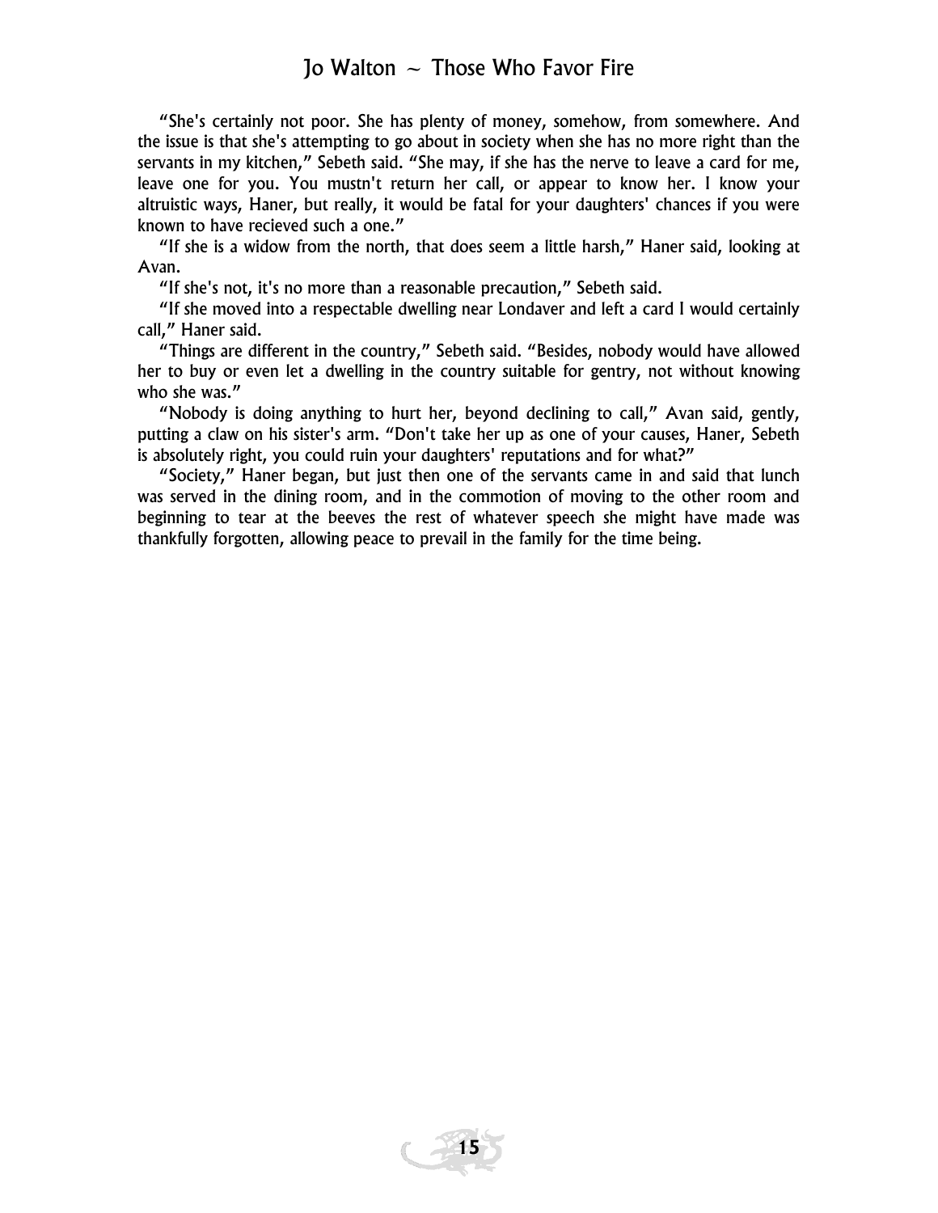"She's certainly not poor. She has plenty of money, somehow, from somewhere. And the issue is that she's attempting to go about in society when she has no more right than the servants in my kitchen," Sebeth said. "She may, if she has the nerve to leave a card for me, leave one for you. You mustn't return her call, or appear to know her. I know your altruistic ways, Haner, but really, it would be fatal for your daughters' chances if you were known to have recieved such a one."

"If she is a widow from the north, that does seem a little harsh," Haner said, looking at Avan.

"If she's not, it's no more than a reasonable precaution," Sebeth said.

"If she moved into a respectable dwelling near Londaver and left a card I would certainly call," Haner said.

"Things are different in the country," Sebeth said. "Besides, nobody would have allowed her to buy or even let a dwelling in the country suitable for gentry, not without knowing who she was."

"Nobody is doing anything to hurt her, beyond declining to call," Avan said, gently, putting a claw on his sister's arm. "Don't take her up as one of your causes, Haner, Sebeth is absolutely right, you could ruin your daughters' reputations and for what?"

"Society," Haner began, but just then one of the servants came in and said that lunch was served in the dining room, and in the commotion of moving to the other room and beginning to tear at the beeves the rest of whatever speech she might have made was thankfully forgotten, allowing peace to prevail in the family for the time being.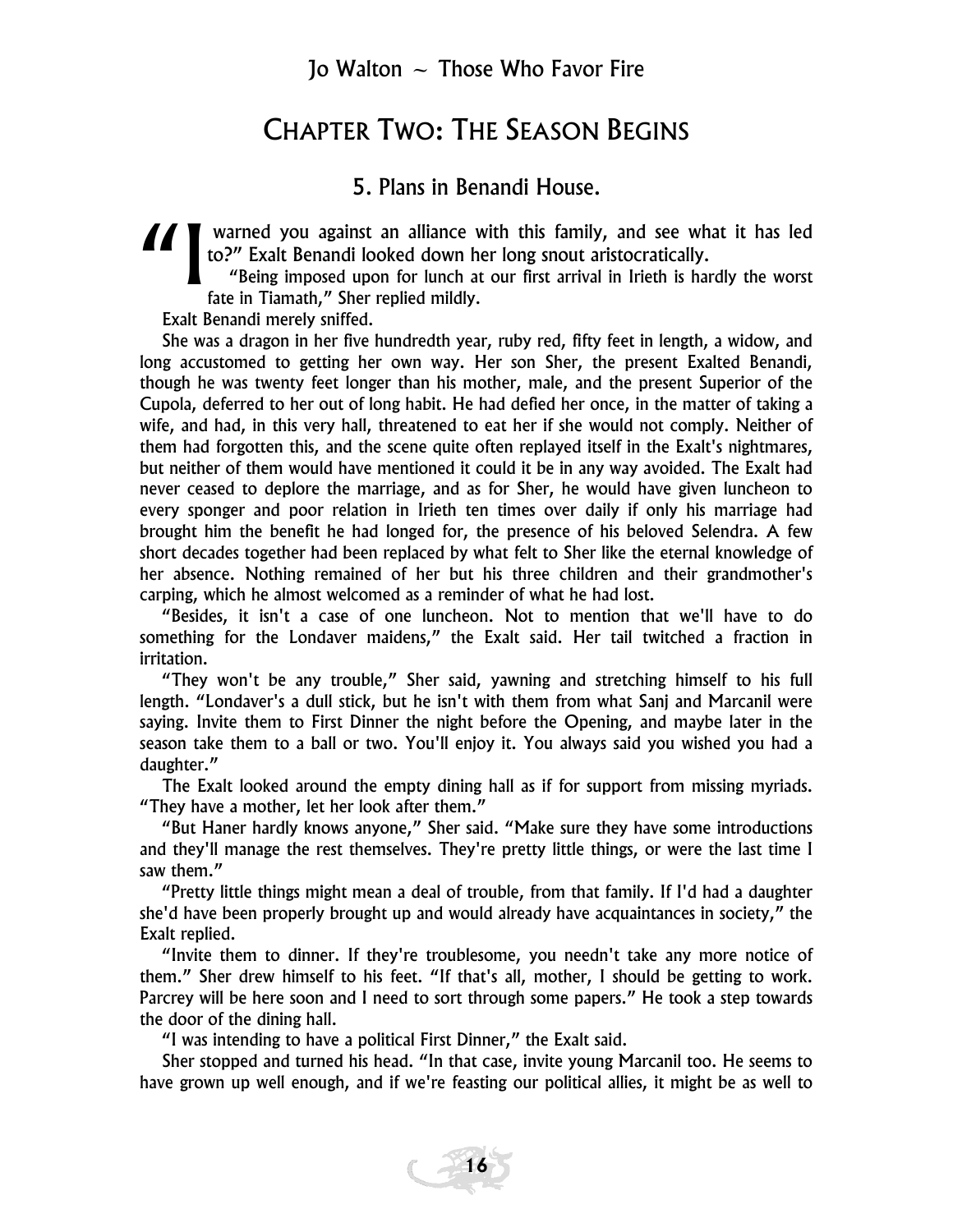# Chapter Two: The Season Begins

## 5. Plans in Benandi House.

"I warned you against an alliance with this family, and see what it has led to?" Exalt Benandi looked down her long snout aristocratically.

"Being imposed upon for lunch at our first arrival in Irieth is hardly the worst fate in Tiamath," Sher replied mildly.

Exalt Benandi merely sniffed.

She was a dragon in her five hundredth year, ruby red, fifty feet in length, a widow, and long accustomed to getting her own way. Her son Sher, the present Exalted Benandi, though he was twenty feet longer than his mother, male, and the present Superior of the Cupola, deferred to her out of long habit. He had defied her once, in the matter of taking a wife, and had, in this very hall, threatened to eat her if she would not comply. Neither of them had forgotten this, and the scene quite often replayed itself in the Exalt's nightmares, but neither of them would have mentioned it could it be in any way avoided. The Exalt had never ceased to deplore the marriage, and as for Sher, he would have given luncheon to every sponger and poor relation in Irieth ten times over daily if only his marriage had brought him the benefit he had longed for, the presence of his beloved Selendra. A few short decades together had been replaced by what felt to Sher like the eternal knowledge of her absence. Nothing remained of her but his three children and their grandmother's carping, which he almost welcomed as a reminder of what he had lost.

"Besides, it isn't a case of one luncheon. Not to mention that we'll have to do something for the Londaver maidens," the Exalt said. Her tail twitched a fraction in irritation.

"They won't be any trouble," Sher said, yawning and stretching himself to his full length. "Londaver's a dull stick, but he isn't with them from what Sanj and Marcanil were saying. Invite them to First Dinner the night before the Opening, and maybe later in the season take them to a ball or two. You'll enjoy it. You always said you wished you had a daughter."

The Exalt looked around the empty dining hall as if for support from missing myriads. "They have a mother, let her look after them."

"But Haner hardly knows anyone," Sher said. "Make sure they have some introductions and they'll manage the rest themselves. They're pretty little things, or were the last time I saw them."

"Pretty little things might mean a deal of trouble, from that family. If I'd had a daughter she'd have been properly brought up and would already have acquaintances in society," the Exalt replied.

"Invite them to dinner. If they're troublesome, you needn't take any more notice of them." Sher drew himself to his feet. "If that's all, mother, I should be getting to work. Parcrey will be here soon and I need to sort through some papers." He took a step towards the door of the dining hall.

"I was intending to have a political First Dinner," the Exalt said.

Sher stopped and turned his head. "In that case, invite young Marcanil too. He seems to have grown up well enough, and if we're feasting our political allies, it might be as well to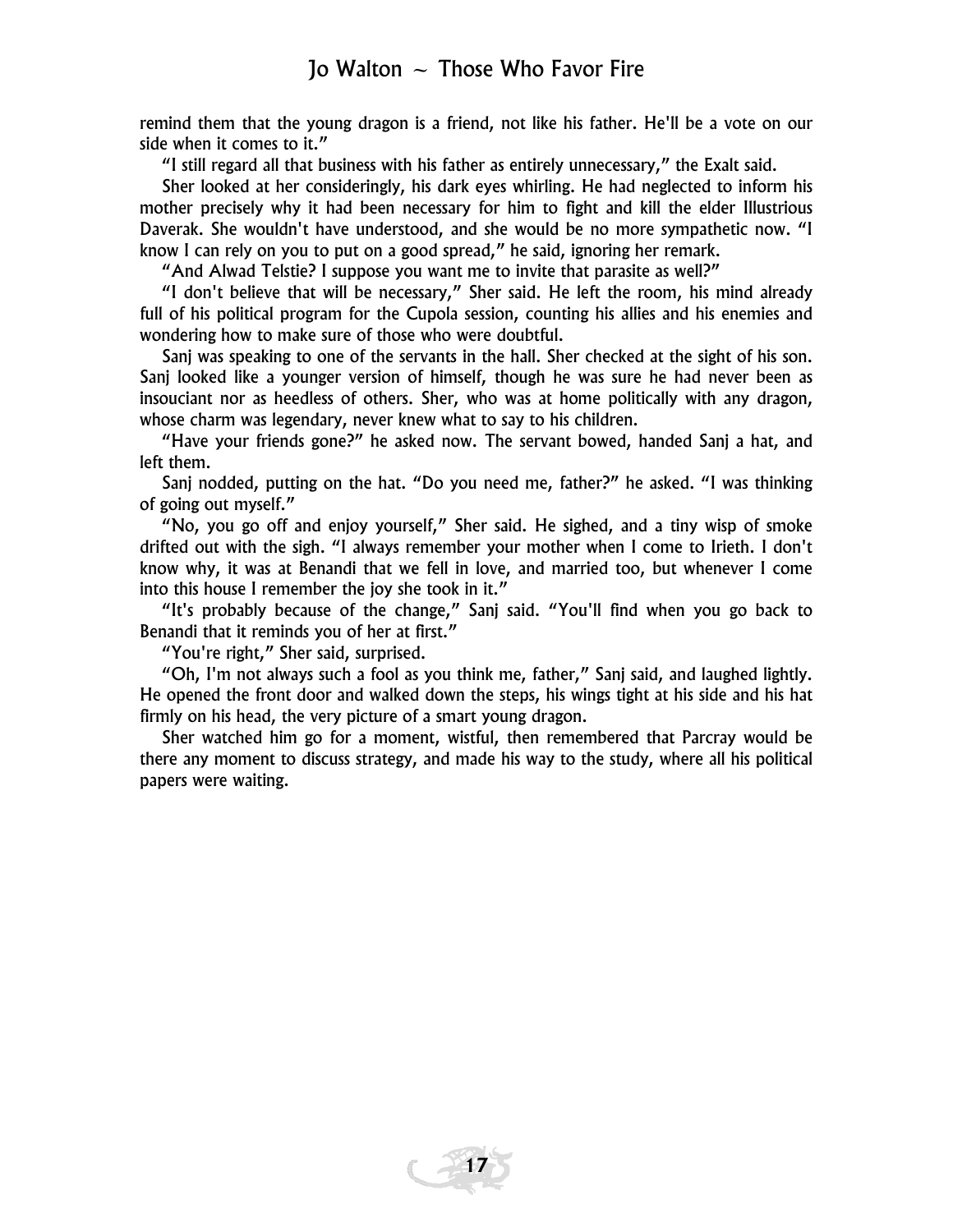remind them that the young dragon is a friend, not like his father. He'll be a vote on our side when it comes to it."

"I still regard all that business with his father as entirely unnecessary," the Exalt said.

Sher looked at her consideringly, his dark eyes whirling. He had neglected to inform his mother precisely why it had been necessary for him to fight and kill the elder Illustrious Daverak. She wouldn't have understood, and she would be no more sympathetic now. "I know I can rely on you to put on a good spread," he said, ignoring her remark.

"And Alwad Telstie? I suppose you want me to invite that parasite as well?"

"I don't believe that will be necessary," Sher said. He left the room, his mind already full of his political program for the Cupola session, counting his allies and his enemies and wondering how to make sure of those who were doubtful.

Sanj was speaking to one of the servants in the hall. Sher checked at the sight of his son. Sanj looked like a younger version of himself, though he was sure he had never been as insouciant nor as heedless of others. Sher, who was at home politically with any dragon, whose charm was legendary, never knew what to say to his children.

"Have your friends gone?" he asked now. The servant bowed, handed Sanj a hat, and left them.

Sanj nodded, putting on the hat. "Do you need me, father?" he asked. "I was thinking of going out myself."

"No, you go off and enjoy yourself," Sher said. He sighed, and a tiny wisp of smoke drifted out with the sigh. "I always remember your mother when I come to Irieth. I don't know why, it was at Benandi that we fell in love, and married too, but whenever I come into this house I remember the joy she took in it."

"It's probably because of the change," Sanj said. "You'll find when you go back to Benandi that it reminds you of her at first."

"You're right," Sher said, surprised.

"Oh, I'm not always such a fool as you think me, father," Sanj said, and laughed lightly. He opened the front door and walked down the steps, his wings tight at his side and his hat firmly on his head, the very picture of a smart young dragon.

Sher watched him go for a moment, wistful, then remembered that Parcray would be there any moment to discuss strategy, and made his way to the study, where all his political papers were waiting.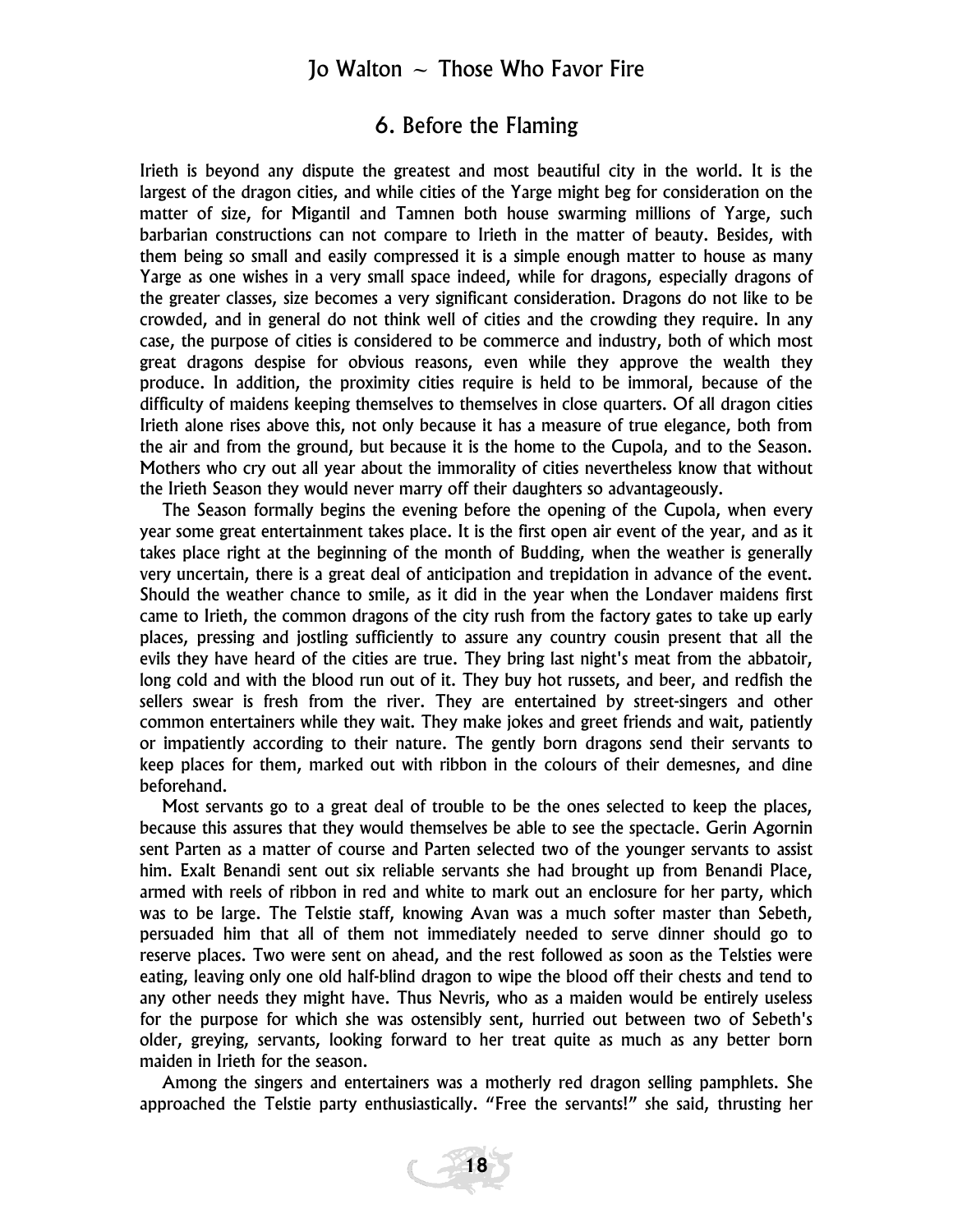## 6. Before the Flaming

Irieth is beyond any dispute the greatest and most beautiful city in the world. It is the largest of the dragon cities, and while cities of the Yarge might beg for consideration on the matter of size, for Migantil and Tamnen both house swarming millions of Yarge, such barbarian constructions can not compare to Irieth in the matter of beauty. Besides, with them being so small and easily compressed it is a simple enough matter to house as many Yarge as one wishes in a very small space indeed, while for dragons, especially dragons of the greater classes, size becomes a very significant consideration. Dragons do not like to be crowded, and in general do not think well of cities and the crowding they require. In any case, the purpose of cities is considered to be commerce and industry, both of which most great dragons despise for obvious reasons, even while they approve the wealth they produce. In addition, the proximity cities require is held to be immoral, because of the difficulty of maidens keeping themselves to themselves in close quarters. Of all dragon cities Irieth alone rises above this, not only because it has a measure of true elegance, both from the air and from the ground, but because it is the home to the Cupola, and to the Season. Mothers who cry out all year about the immorality of cities nevertheless know that without the Irieth Season they would never marry off their daughters so advantageously.

The Season formally begins the evening before the opening of the Cupola, when every year some great entertainment takes place. It is the first open air event of the year, and as it takes place right at the beginning of the month of Budding, when the weather is generally very uncertain, there is a great deal of anticipation and trepidation in advance of the event. Should the weather chance to smile, as it did in the year when the Londaver maidens first came to Irieth, the common dragons of the city rush from the factory gates to take up early places, pressing and jostling sufficiently to assure any country cousin present that all the evils they have heard of the cities are true. They bring last night's meat from the abbatoir, long cold and with the blood run out of it. They buy hot russets, and beer, and redfish the sellers swear is fresh from the river. They are entertained by street-singers and other common entertainers while they wait. They make jokes and greet friends and wait, patiently or impatiently according to their nature. The gently born dragons send their servants to keep places for them, marked out with ribbon in the colours of their demesnes, and dine beforehand.

Most servants go to a great deal of trouble to be the ones selected to keep the places, because this assures that they would themselves be able to see the spectacle. Gerin Agornin sent Parten as a matter of course and Parten selected two of the younger servants to assist him. Exalt Benandi sent out six reliable servants she had brought up from Benandi Place, armed with reels of ribbon in red and white to mark out an enclosure for her party, which was to be large. The Telstie staff, knowing Avan was a much softer master than Sebeth, persuaded him that all of them not immediately needed to serve dinner should go to reserve places. Two were sent on ahead, and the rest followed as soon as the Telsties were eating, leaving only one old half-blind dragon to wipe the blood off their chests and tend to any other needs they might have. Thus Nevris, who as a maiden would be entirely useless for the purpose for which she was ostensibly sent, hurried out between two of Sebeth's older, greying, servants, looking forward to her treat quite as much as any better born maiden in Irieth for the season.

Among the singers and entertainers was a motherly red dragon selling pamphlets. She approached the Telstie party enthusiastically. "Free the servants!" she said, thrusting her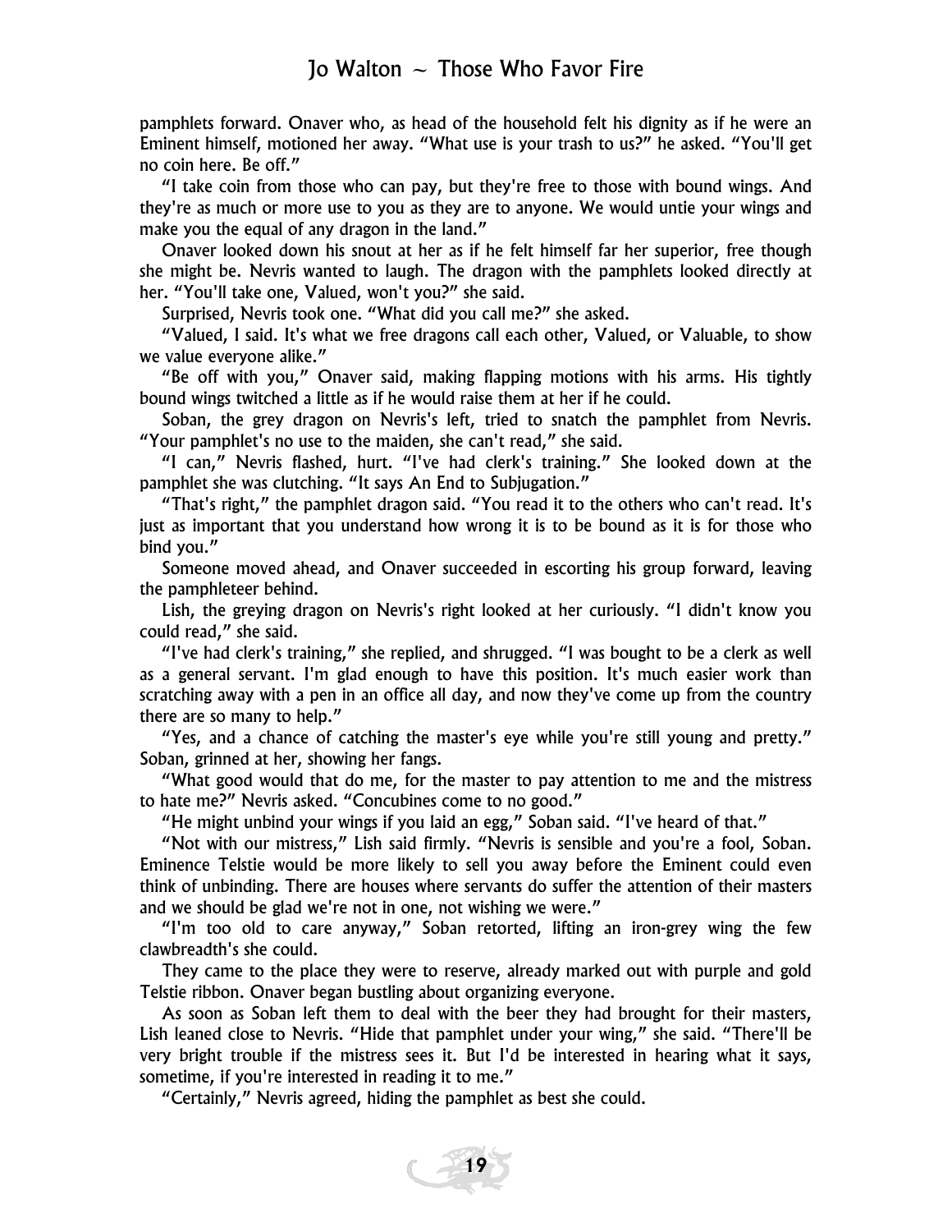pamphlets forward. Onaver who, as head of the household felt his dignity as if he were an Eminent himself, motioned her away. "What use is your trash to us?" he asked. "You'll get no coin here. Be off."

"I take coin from those who can pay, but they're free to those with bound wings. And they're as much or more use to you as they are to anyone. We would untie your wings and make you the equal of any dragon in the land."

Onaver looked down his snout at her as if he felt himself far her superior, free though she might be. Nevris wanted to laugh. The dragon with the pamphlets looked directly at her. "You'll take one, Valued, won't you?" she said.

Surprised, Nevris took one. "What did you call me?" she asked.

"Valued, I said. It's what we free dragons call each other, Valued, or Valuable, to show we value everyone alike."

"Be off with you," Onaver said, making flapping motions with his arms. His tightly bound wings twitched a little as if he would raise them at her if he could.

Soban, the grey dragon on Nevris's left, tried to snatch the pamphlet from Nevris. "Your pamphlet's no use to the maiden, she can't read," she said.

"I can," Nevris flashed, hurt. "I've had clerk's training." She looked down at the pamphlet she was clutching. "It says An End to Subjugation."

"That's right," the pamphlet dragon said. "You read it to the others who can't read. It's just as important that you understand how wrong it is to be bound as it is for those who bind you."

Someone moved ahead, and Onaver succeeded in escorting his group forward, leaving the pamphleteer behind.

Lish, the greying dragon on Nevris's right looked at her curiously. "I didn't know you could read," she said.

"I've had clerk's training," she replied, and shrugged. "I was bought to be a clerk as well as a general servant. I'm glad enough to have this position. It's much easier work than scratching away with a pen in an office all day, and now they've come up from the country there are so many to help."

"Yes, and a chance of catching the master's eye while you're still young and pretty." Soban, grinned at her, showing her fangs.

"What good would that do me, for the master to pay attention to me and the mistress to hate me?" Nevris asked. "Concubines come to no good."

"He might unbind your wings if you laid an egg," Soban said. "I've heard of that."

"Not with our mistress," Lish said firmly. "Nevris is sensible and you're a fool, Soban. Eminence Telstie would be more likely to sell you away before the Eminent could even think of unbinding. There are houses where servants do suffer the attention of their masters and we should be glad we're not in one, not wishing we were."

"I'm too old to care anyway," Soban retorted, lifting an iron-grey wing the few clawbreadth's she could.

They came to the place they were to reserve, already marked out with purple and gold Telstie ribbon. Onaver began bustling about organizing everyone.

As soon as Soban left them to deal with the beer they had brought for their masters, Lish leaned close to Nevris. "Hide that pamphlet under your wing," she said. "There'll be very bright trouble if the mistress sees it. But I'd be interested in hearing what it says, sometime, if you're interested in reading it to me."

"Certainly," Nevris agreed, hiding the pamphlet as best she could.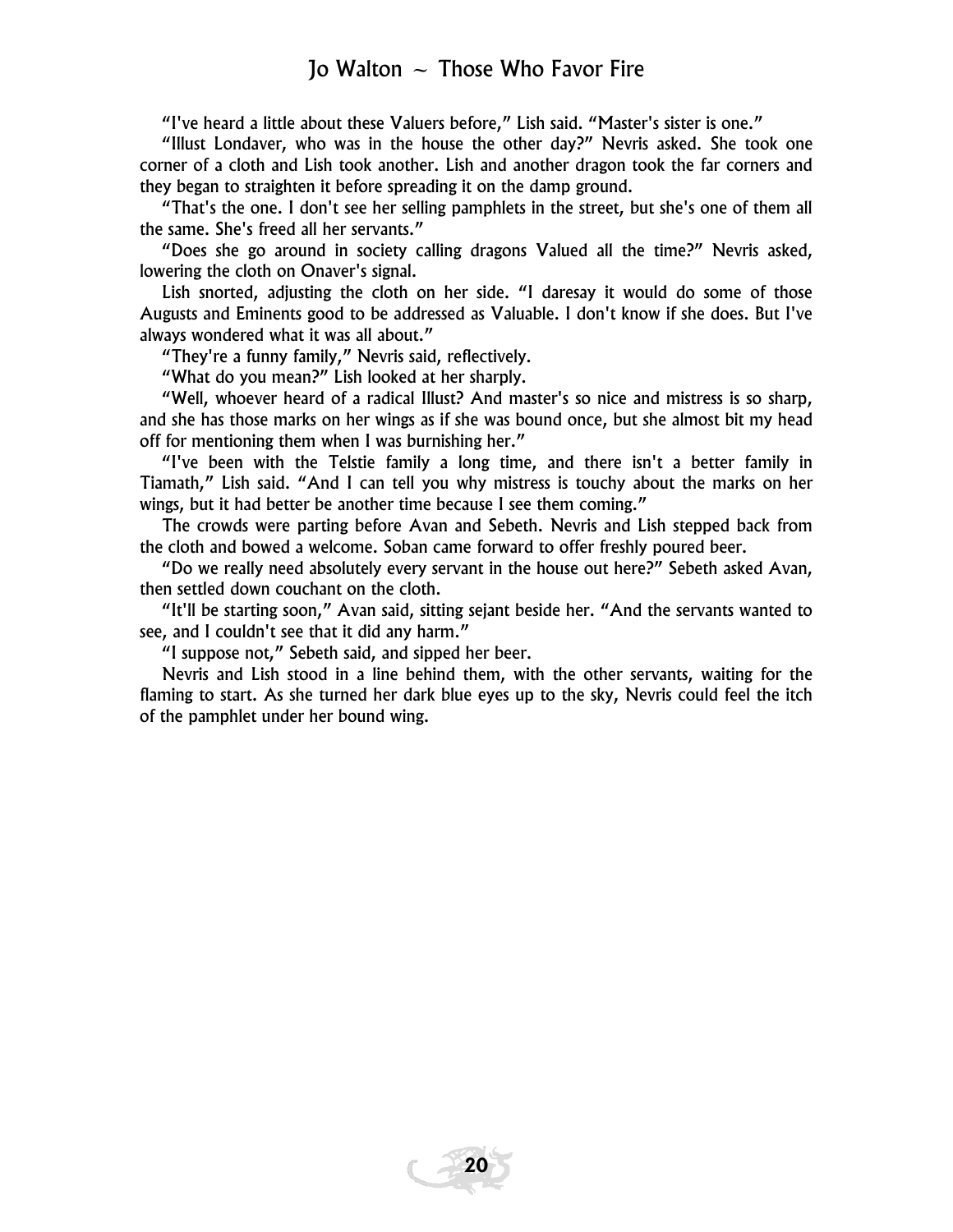"I've heard a little about these Valuers before," Lish said. "Master's sister is one."

"Illust Londaver, who was in the house the other day?" Nevris asked. She took one corner of a cloth and Lish took another. Lish and another dragon took the far corners and they began to straighten it before spreading it on the damp ground.

"That's the one. I don't see her selling pamphlets in the street, but she's one of them all the same. She's freed all her servants."

"Does she go around in society calling dragons Valued all the time?" Nevris asked, lowering the cloth on Onaver's signal.

Lish snorted, adjusting the cloth on her side. "I daresay it would do some of those Augusts and Eminents good to be addressed as Valuable. I don't know if she does. But I've always wondered what it was all about."

"They're a funny family," Nevris said, reflectively.

"What do you mean?" Lish looked at her sharply.

"Well, whoever heard of a radical Illust? And master's so nice and mistress is so sharp, and she has those marks on her wings as if she was bound once, but she almost bit my head off for mentioning them when I was burnishing her."

"I've been with the Telstie family a long time, and there isn't a better family in Tiamath," Lish said. "And I can tell you why mistress is touchy about the marks on her wings, but it had better be another time because I see them coming."

The crowds were parting before Avan and Sebeth. Nevris and Lish stepped back from the cloth and bowed a welcome. Soban came forward to offer freshly poured beer.

"Do we really need absolutely every servant in the house out here?" Sebeth asked Avan, then settled down couchant on the cloth.

"It'll be starting soon," Avan said, sitting sejant beside her. "And the servants wanted to see, and I couldn't see that it did any harm."

"I suppose not," Sebeth said, and sipped her beer.

Nevris and Lish stood in a line behind them, with the other servants, waiting for the flaming to start. As she turned her dark blue eyes up to the sky, Nevris could feel the itch of the pamphlet under her bound wing.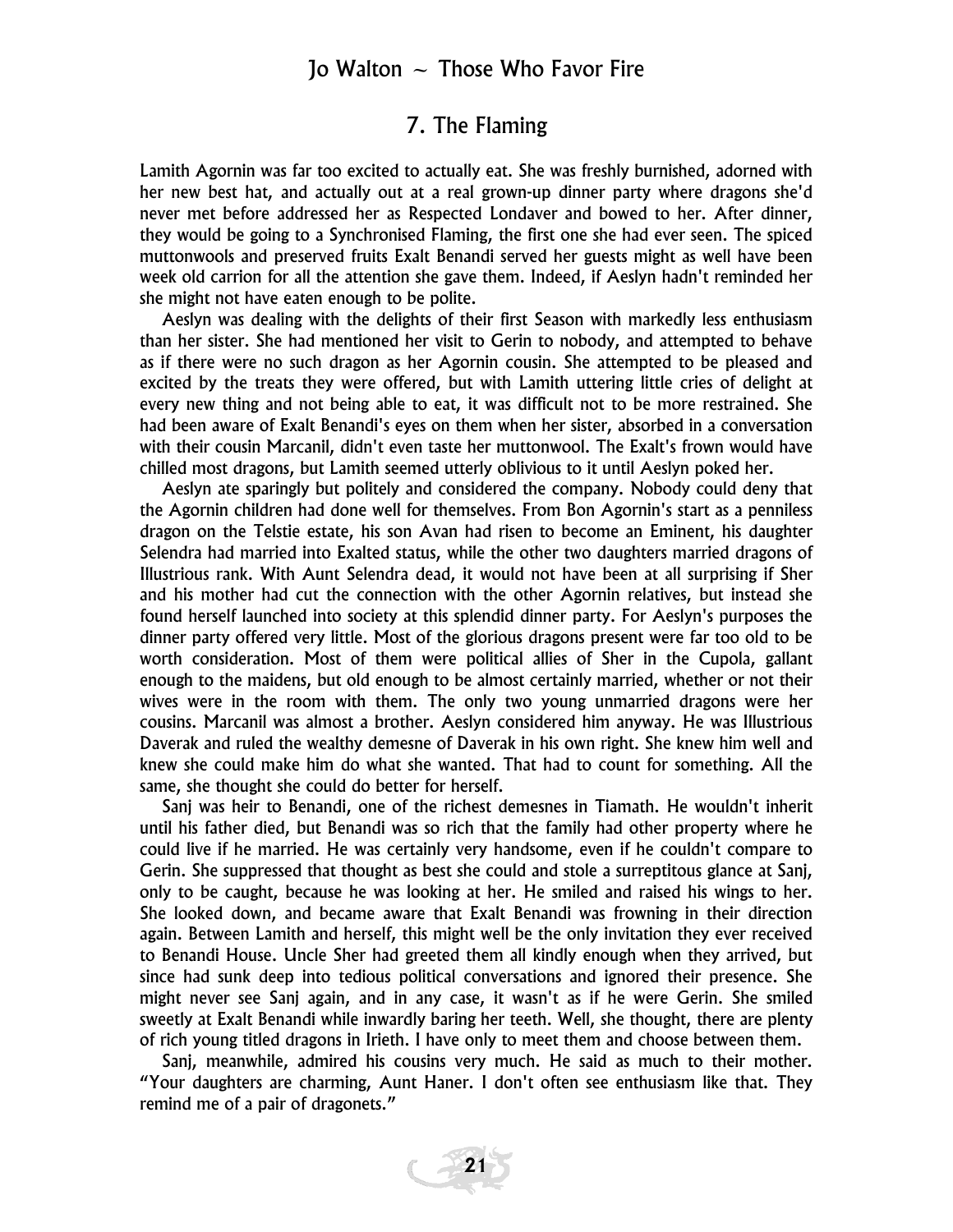## 7. The Flaming

Lamith Agornin was far too excited to actually eat. She was freshly burnished, adorned with her new best hat, and actually out at a real grown-up dinner party where dragons she'd never met before addressed her as Respected Londaver and bowed to her. After dinner, they would be going to a Synchronised Flaming, the first one she had ever seen. The spiced muttonwools and preserved fruits Exalt Benandi served her guests might as well have been week old carrion for all the attention she gave them. Indeed, if Aeslyn hadn't reminded her she might not have eaten enough to be polite.

Aeslyn was dealing with the delights of their first Season with markedly less enthusiasm than her sister. She had mentioned her visit to Gerin to nobody, and attempted to behave as if there were no such dragon as her Agornin cousin. She attempted to be pleased and excited by the treats they were offered, but with Lamith uttering little cries of delight at every new thing and not being able to eat, it was difficult not to be more restrained. She had been aware of Exalt Benandi's eyes on them when her sister, absorbed in a conversation with their cousin Marcanil, didn't even taste her muttonwool. The Exalt's frown would have chilled most dragons, but Lamith seemed utterly oblivious to it until Aeslyn poked her.

Aeslyn ate sparingly but politely and considered the company. Nobody could deny that the Agornin children had done well for themselves. From Bon Agornin's start as a penniless dragon on the Telstie estate, his son Avan had risen to become an Eminent, his daughter Selendra had married into Exalted status, while the other two daughters married dragons of Illustrious rank. With Aunt Selendra dead, it would not have been at all surprising if Sher and his mother had cut the connection with the other Agornin relatives, but instead she found herself launched into society at this splendid dinner party. For Aeslyn's purposes the dinner party offered very little. Most of the glorious dragons present were far too old to be worth consideration. Most of them were political allies of Sher in the Cupola, gallant enough to the maidens, but old enough to be almost certainly married, whether or not their wives were in the room with them. The only two young unmarried dragons were her cousins. Marcanil was almost a brother. Aeslyn considered him anyway. He was Illustrious Daverak and ruled the wealthy demesne of Daverak in his own right. She knew him well and knew she could make him do what she wanted. That had to count for something. All the same, she thought she could do better for herself.

Sanj was heir to Benandi, one of the richest demesnes in Tiamath. He wouldn't inherit until his father died, but Benandi was so rich that the family had other property where he could live if he married. He was certainly very handsome, even if he couldn't compare to Gerin. She suppressed that thought as best she could and stole a surreptitous glance at Sanj, only to be caught, because he was looking at her. He smiled and raised his wings to her. She looked down, and became aware that Exalt Benandi was frowning in their direction again. Between Lamith and herself, this might well be the only invitation they ever received to Benandi House. Uncle Sher had greeted them all kindly enough when they arrived, but since had sunk deep into tedious political conversations and ignored their presence. She might never see Sanj again, and in any case, it wasn't as if he were Gerin. She smiled sweetly at Exalt Benandi while inwardly baring her teeth. Well, she thought, there are plenty of rich young titled dragons in Irieth. I have only to meet them and choose between them.

Sanj, meanwhile, admired his cousins very much. He said as much to their mother. "Your daughters are charming, Aunt Haner. I don't often see enthusiasm like that. They remind me of a pair of dragonets."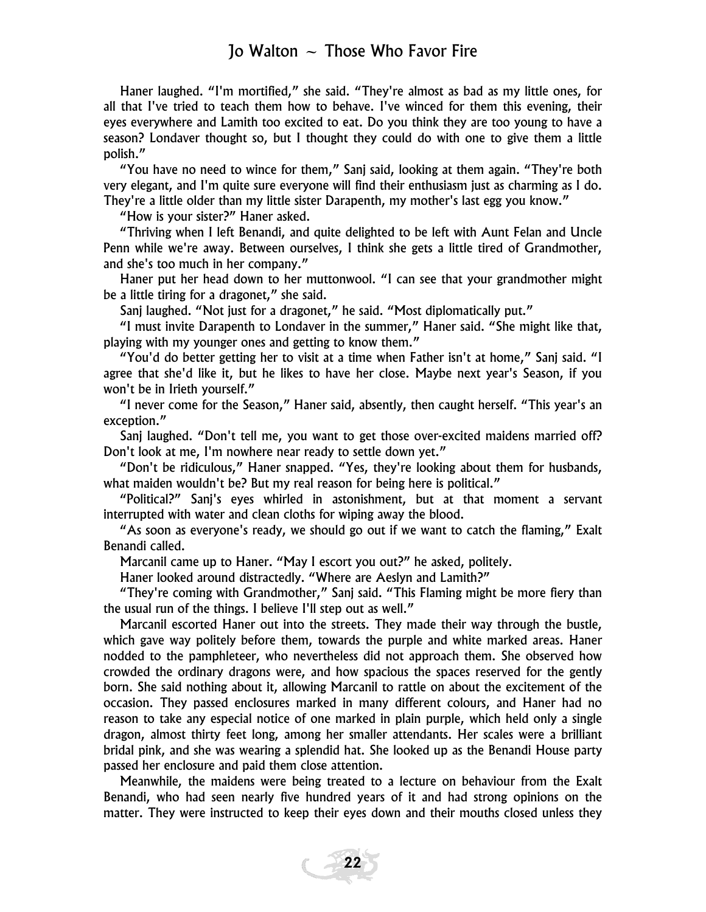Haner laughed. "I'm mortified," she said. "They're almost as bad as my little ones, for all that I've tried to teach them how to behave. I've winced for them this evening, their eyes everywhere and Lamith too excited to eat. Do you think they are too young to have a season? Londaver thought so, but I thought they could do with one to give them a little polish."

"You have no need to wince for them," Sanj said, looking at them again. "They're both very elegant, and I'm quite sure everyone will find their enthusiasm just as charming as I do. They're a little older than my little sister Darapenth, my mother's last egg you know."

"How is your sister?" Haner asked.

"Thriving when I left Benandi, and quite delighted to be left with Aunt Felan and Uncle Penn while we're away. Between ourselves, I think she gets a little tired of Grandmother, and she's too much in her company."

Haner put her head down to her muttonwool. "I can see that your grandmother might be a little tiring for a dragonet," she said.

Sanj laughed. "Not just for a dragonet," he said. "Most diplomatically put."

"I must invite Darapenth to Londaver in the summer," Haner said. "She might like that, playing with my younger ones and getting to know them."

"You'd do better getting her to visit at a time when Father isn't at home," Sanj said. "I agree that she'd like it, but he likes to have her close. Maybe next year's Season, if you won't be in Irieth yourself."

"I never come for the Season," Haner said, absently, then caught herself. "This year's an exception."

Sanj laughed. "Don't tell me, you want to get those over-excited maidens married off? Don't look at me, I'm nowhere near ready to settle down yet."

"Don't be ridiculous," Haner snapped. "Yes, they're looking about them for husbands, what maiden wouldn't be? But my real reason for being here is political."

"Political?" Sanj's eyes whirled in astonishment, but at that moment a servant interrupted with water and clean cloths for wiping away the blood.

"As soon as everyone's ready, we should go out if we want to catch the flaming," Exalt Benandi called.

Marcanil came up to Haner. "May I escort you out?" he asked, politely.

Haner looked around distractedly. "Where are Aeslyn and Lamith?"

"They're coming with Grandmother," Sanj said. "This Flaming might be more fiery than the usual run of the things. I believe I'll step out as well."

Marcanil escorted Haner out into the streets. They made their way through the bustle, which gave way politely before them, towards the purple and white marked areas. Haner nodded to the pamphleteer, who nevertheless did not approach them. She observed how crowded the ordinary dragons were, and how spacious the spaces reserved for the gently born. She said nothing about it, allowing Marcanil to rattle on about the excitement of the occasion. They passed enclosures marked in many different colours, and Haner had no reason to take any especial notice of one marked in plain purple, which held only a single dragon, almost thirty feet long, among her smaller attendants. Her scales were a brilliant bridal pink, and she was wearing a splendid hat. She looked up as the Benandi House party passed her enclosure and paid them close attention.

Meanwhile, the maidens were being treated to a lecture on behaviour from the Exalt Benandi, who had seen nearly five hundred years of it and had strong opinions on the matter. They were instructed to keep their eyes down and their mouths closed unless they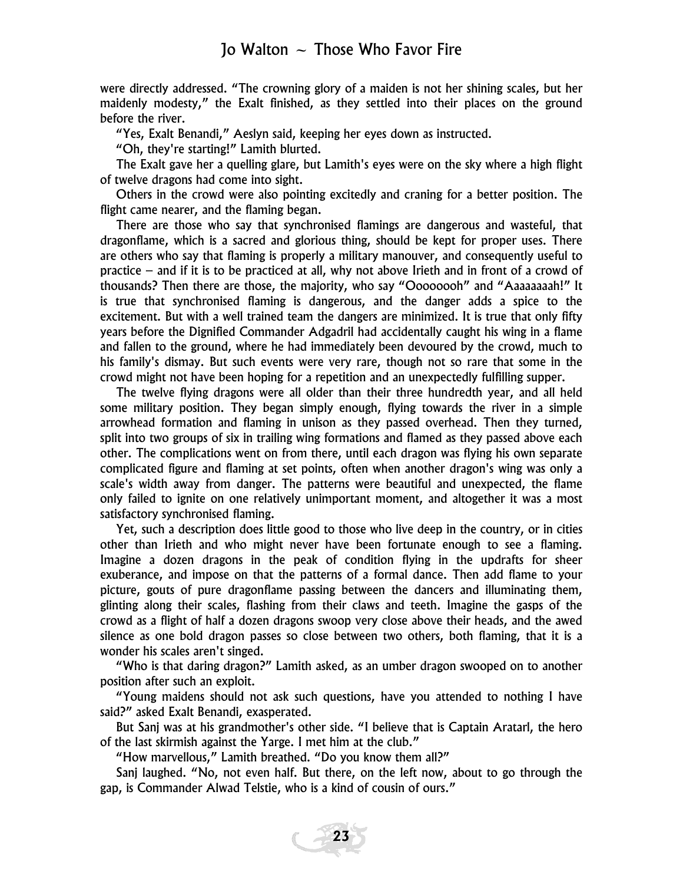were directly addressed. "The crowning glory of a maiden is not her shining scales, but her maidenly modesty," the Exalt finished, as they settled into their places on the ground before the river.

"Yes, Exalt Benandi," Aeslyn said, keeping her eyes down as instructed.

"Oh, they're starting!" Lamith blurted.

The Exalt gave her a quelling glare, but Lamith's eyes were on the sky where a high flight of twelve dragons had come into sight.

Others in the crowd were also pointing excitedly and craning for a better position. The flight came nearer, and the flaming began.

There are those who say that synchronised flamings are dangerous and wasteful, that dragonflame, which is a sacred and glorious thing, should be kept for proper uses. There are others who say that flaming is properly a military manouver, and consequently useful to practice – and if it is to be practiced at all, why not above Irieth and in front of a crowd of thousands? Then there are those, the majority, who say "Oooooooh" and "Aaaaaaaah!" It is true that synchronised flaming is dangerous, and the danger adds a spice to the excitement. But with a well trained team the dangers are minimized. It is true that only fifty years before the Dignified Commander Adgadril had accidentally caught his wing in a flame and fallen to the ground, where he had immediately been devoured by the crowd, much to his family's dismay. But such events were very rare, though not so rare that some in the crowd might not have been hoping for a repetition and an unexpectedly fulfilling supper.

The twelve flying dragons were all older than their three hundredth year, and all held some military position. They began simply enough, flying towards the river in a simple arrowhead formation and flaming in unison as they passed overhead. Then they turned, split into two groups of six in trailing wing formations and flamed as they passed above each other. The complications went on from there, until each dragon was flying his own separate complicated figure and flaming at set points, often when another dragon's wing was only a scale's width away from danger. The patterns were beautiful and unexpected, the flame only failed to ignite on one relatively unimportant moment, and altogether it was a most satisfactory synchronised flaming.

Yet, such a description does little good to those who live deep in the country, or in cities other than Irieth and who might never have been fortunate enough to see a flaming. Imagine a dozen dragons in the peak of condition flying in the updrafts for sheer exuberance, and impose on that the patterns of a formal dance. Then add flame to your picture, gouts of pure dragonflame passing between the dancers and illuminating them, glinting along their scales, flashing from their claws and teeth. Imagine the gasps of the crowd as a flight of half a dozen dragons swoop very close above their heads, and the awed silence as one bold dragon passes so close between two others, both flaming, that it is a wonder his scales aren't singed.

"Who is that daring dragon?" Lamith asked, as an umber dragon swooped on to another position after such an exploit.

"Young maidens should not ask such questions, have you attended to nothing I have said?" asked Exalt Benandi, exasperated.

But Sanj was at his grandmother's other side. "I believe that is Captain Aratarl, the hero of the last skirmish against the Yarge. I met him at the club."

"How marvellous," Lamith breathed. "Do you know them all?"

Sanj laughed. "No, not even half. But there, on the left now, about to go through the gap, is Commander Alwad Telstie, who is a kind of cousin of ours."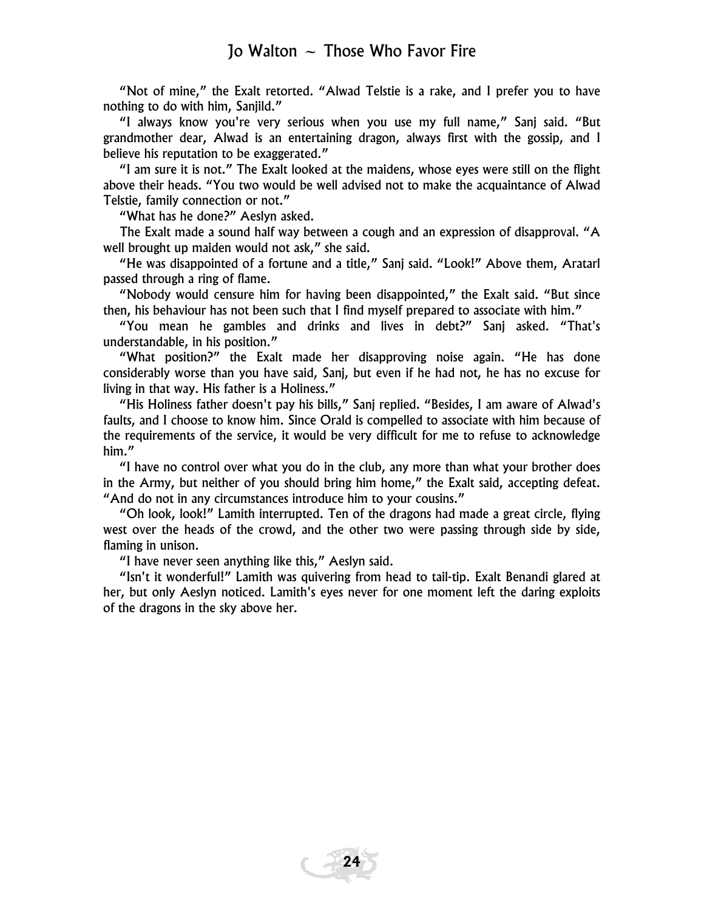"Not of mine," the Exalt retorted. "Alwad Telstie is a rake, and I prefer you to have nothing to do with him, Sanjild."

"I always know you're very serious when you use my full name," Sanj said. "But grandmother dear, Alwad is an entertaining dragon, always first with the gossip, and I believe his reputation to be exaggerated."

"I am sure it is not." The Exalt looked at the maidens, whose eyes were still on the flight above their heads. "You two would be well advised not to make the acquaintance of Alwad Telstie, family connection or not."

"What has he done?" Aeslyn asked.

The Exalt made a sound half way between a cough and an expression of disapproval. "A well brought up maiden would not ask," she said.

"He was disappointed of a fortune and a title," Sanj said. "Look!" Above them, Aratarl passed through a ring of flame.

"Nobody would censure him for having been disappointed," the Exalt said. "But since then, his behaviour has not been such that I find myself prepared to associate with him."

"You mean he gambles and drinks and lives in debt?" Sanj asked. "That's understandable, in his position."

"What position?" the Exalt made her disapproving noise again. "He has done considerably worse than you have said, Sanj, but even if he had not, he has no excuse for living in that way. His father is a Holiness."

"His Holiness father doesn't pay his bills," Sanj replied. "Besides, I am aware of Alwad's faults, and I choose to know him. Since Orald is compelled to associate with him because of the requirements of the service, it would be very difficult for me to refuse to acknowledge him."

"I have no control over what you do in the club, any more than what your brother does in the Army, but neither of you should bring him home," the Exalt said, accepting defeat. "And do not in any circumstances introduce him to your cousins."

"Oh look, look!" Lamith interrupted. Ten of the dragons had made a great circle, flying west over the heads of the crowd, and the other two were passing through side by side, flaming in unison.

"I have never seen anything like this," Aeslyn said.

"Isn't it wonderful!" Lamith was quivering from head to tail-tip. Exalt Benandi glared at her, but only Aeslyn noticed. Lamith's eyes never for one moment left the daring exploits of the dragons in the sky above her.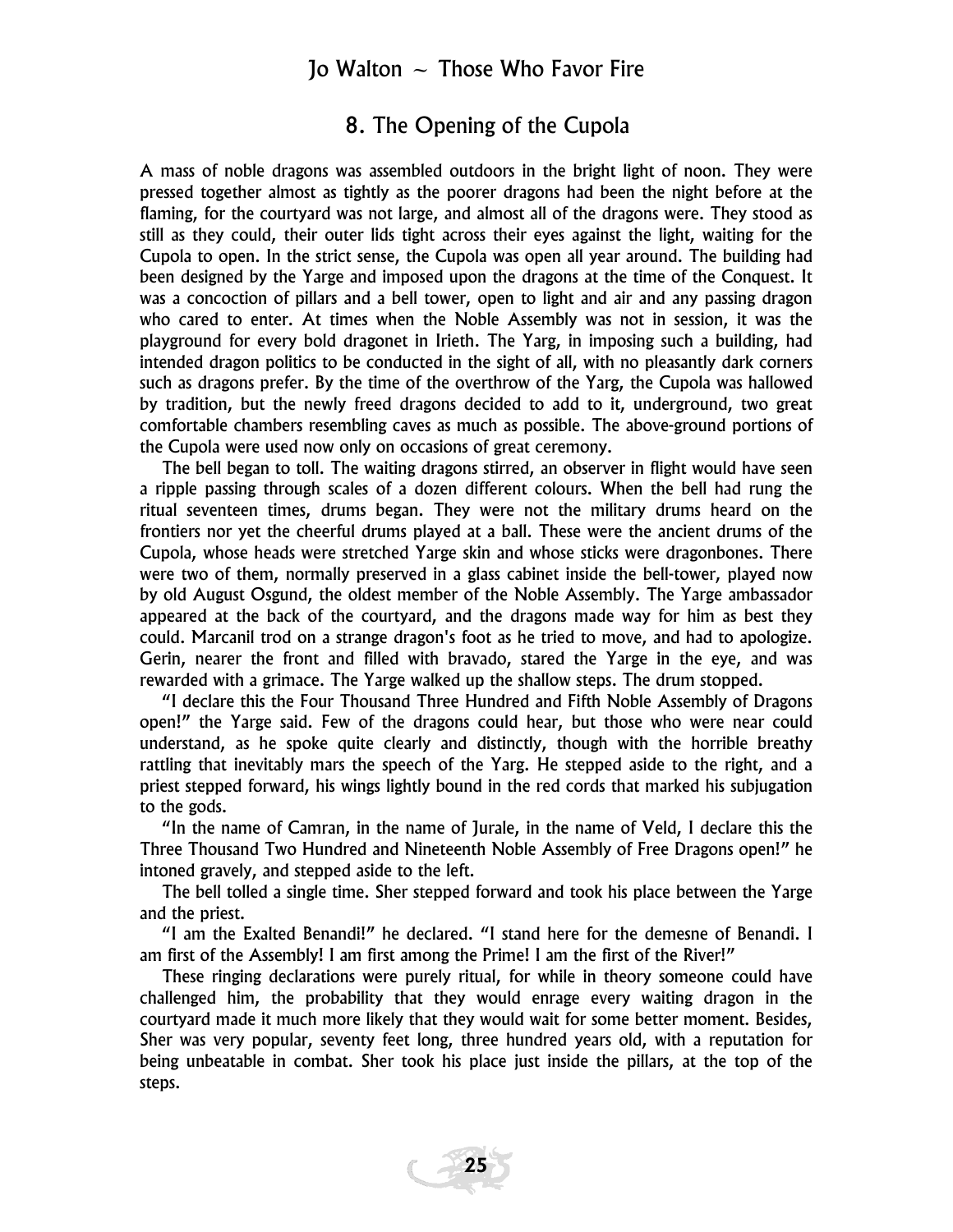## 8. The Opening of the Cupola

A mass of noble dragons was assembled outdoors in the bright light of noon. They were pressed together almost as tightly as the poorer dragons had been the night before at the flaming, for the courtyard was not large, and almost all of the dragons were. They stood as still as they could, their outer lids tight across their eyes against the light, waiting for the Cupola to open. In the strict sense, the Cupola was open all year around. The building had been designed by the Yarge and imposed upon the dragons at the time of the Conquest. It was a concoction of pillars and a bell tower, open to light and air and any passing dragon who cared to enter. At times when the Noble Assembly was not in session, it was the playground for every bold dragonet in Irieth. The Yarg, in imposing such a building, had intended dragon politics to be conducted in the sight of all, with no pleasantly dark corners such as dragons prefer. By the time of the overthrow of the Yarg, the Cupola was hallowed by tradition, but the newly freed dragons decided to add to it, underground, two great comfortable chambers resembling caves as much as possible. The above-ground portions of the Cupola were used now only on occasions of great ceremony.

The bell began to toll. The waiting dragons stirred, an observer in flight would have seen a ripple passing through scales of a dozen different colours. When the bell had rung the ritual seventeen times, drums began. They were not the military drums heard on the frontiers nor yet the cheerful drums played at a ball. These were the ancient drums of the Cupola, whose heads were stretched Yarge skin and whose sticks were dragonbones. There were two of them, normally preserved in a glass cabinet inside the bell-tower, played now by old August Osgund, the oldest member of the Noble Assembly. The Yarge ambassador appeared at the back of the courtyard, and the dragons made way for him as best they could. Marcanil trod on a strange dragon's foot as he tried to move, and had to apologize. Gerin, nearer the front and filled with bravado, stared the Yarge in the eye, and was rewarded with a grimace. The Yarge walked up the shallow steps. The drum stopped.

"I declare this the Four Thousand Three Hundred and Fifth Noble Assembly of Dragons open!" the Yarge said. Few of the dragons could hear, but those who were near could understand, as he spoke quite clearly and distinctly, though with the horrible breathy rattling that inevitably mars the speech of the Yarg. He stepped aside to the right, and a priest stepped forward, his wings lightly bound in the red cords that marked his subjugation to the gods.

"In the name of Camran, in the name of Jurale, in the name of Veld, I declare this the Three Thousand Two Hundred and Nineteenth Noble Assembly of Free Dragons open!" he intoned gravely, and stepped aside to the left.

The bell tolled a single time. Sher stepped forward and took his place between the Yarge and the priest.

"I am the Exalted Benandi!" he declared. "I stand here for the demesne of Benandi. I am first of the Assembly! I am first among the Prime! I am the first of the River!"

These ringing declarations were purely ritual, for while in theory someone could have challenged him, the probability that they would enrage every waiting dragon in the courtyard made it much more likely that they would wait for some better moment. Besides, Sher was very popular, seventy feet long, three hundred years old, with a reputation for being unbeatable in combat. Sher took his place just inside the pillars, at the top of the steps.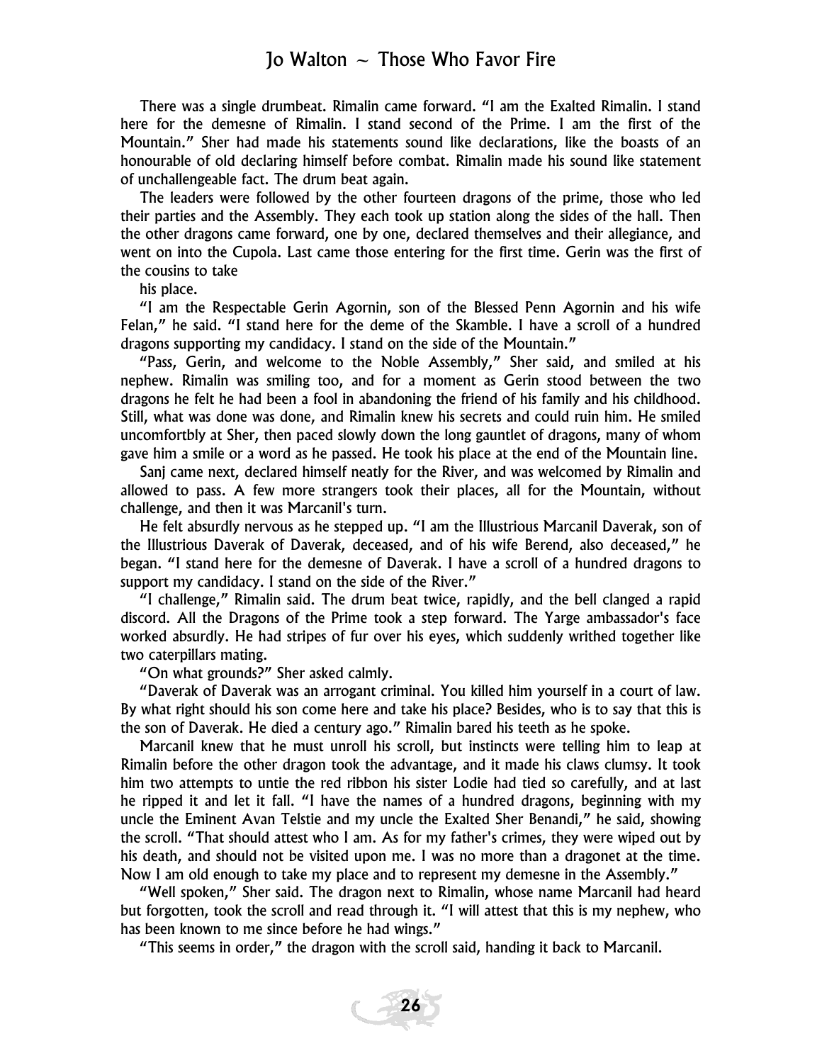There was a single drumbeat. Rimalin came forward. "I am the Exalted Rimalin. I stand here for the demesne of Rimalin. I stand second of the Prime. I am the first of the Mountain." Sher had made his statements sound like declarations, like the boasts of an honourable of old declaring himself before combat. Rimalin made his sound like statement of unchallengeable fact. The drum beat again.

The leaders were followed by the other fourteen dragons of the prime, those who led their parties and the Assembly. They each took up station along the sides of the hall. Then the other dragons came forward, one by one, declared themselves and their allegiance, and went on into the Cupola. Last came those entering for the first time. Gerin was the first of the cousins to take his place.

"I am the Respectable Gerin Agornin, son of the Blessed Penn Agornin and his wife Felan," he said. "I stand here for the deme of the Skamble. I have a scroll of a hundred dragons supporting my candidacy. I stand on the side of the Mountain."

"Pass, Gerin, and welcome to the Noble Assembly," Sher said, and smiled at his nephew. Rimalin was smiling too, and for a moment as Gerin stood between the two dragons he felt he had been a fool in abandoning the friend of his family and his childhood. Still, what was done was done, and Rimalin knew his secrets and could ruin him. He smiled uncomfortbly at Sher, then paced slowly down the long gauntlet of dragons, many of whom gave him a smile or a word as he passed. He took his place at the end of the Mountain line.

Sanj came next, declared himself neatly for the River, and was welcomed by Rimalin and allowed to pass. A few more strangers took their places, all for the Mountain, without challenge, and then it was Marcanil's turn.

He felt absurdly nervous as he stepped up. "I am the Illustrious Marcanil Daverak, son of the Illustrious Daverak of Daverak, deceased, and of his wife Berend, also deceased," he began. "I stand here for the demesne of Daverak. I have a scroll of a hundred dragons to support my candidacy. I stand on the side of the River."

"I challenge," Rimalin said. The drum beat twice, rapidly, and the bell clanged a rapid discord. All the Dragons of the Prime took a step forward. The Yarge ambassador's face worked absurdly. He had stripes of fur over his eyes, which suddenly writhed together like two caterpillars mating.

"On what grounds?" Sher asked calmly.

"Daverak of Daverak was an arrogant criminal. You killed him yourself in a court of law. By what right should his son come here and take his place? Besides, who is to say that this is the son of Daverak. He died a century ago." Rimalin bared his teeth as he spoke.

Marcanil knew that he must unroll his scroll, but instincts were telling him to leap at Rimalin before the other dragon took the advantage, and it made his claws clumsy. It took him two attempts to untie the red ribbon his sister Lodie had tied so carefully, and at last he ripped it and let it fall. "I have the names of a hundred dragons, beginning with my uncle the Eminent Avan Telstie and my uncle the Exalted Sher Benandi," he said, showing the scroll. "That should attest who I am. As for my father's crimes, they were wiped out by his death, and should not be visited upon me. I was no more than a dragonet at the time. Now I am old enough to take my place and to represent my demesne in the Assembly."

"Well spoken," Sher said. The dragon next to Rimalin, whose name Marcanil had heard but forgotten, took the scroll and read through it. "I will attest that this is my nephew, who has been known to me since before he had wings."

"This seems in order," the dragon with the scroll said, handing it back to Marcanil.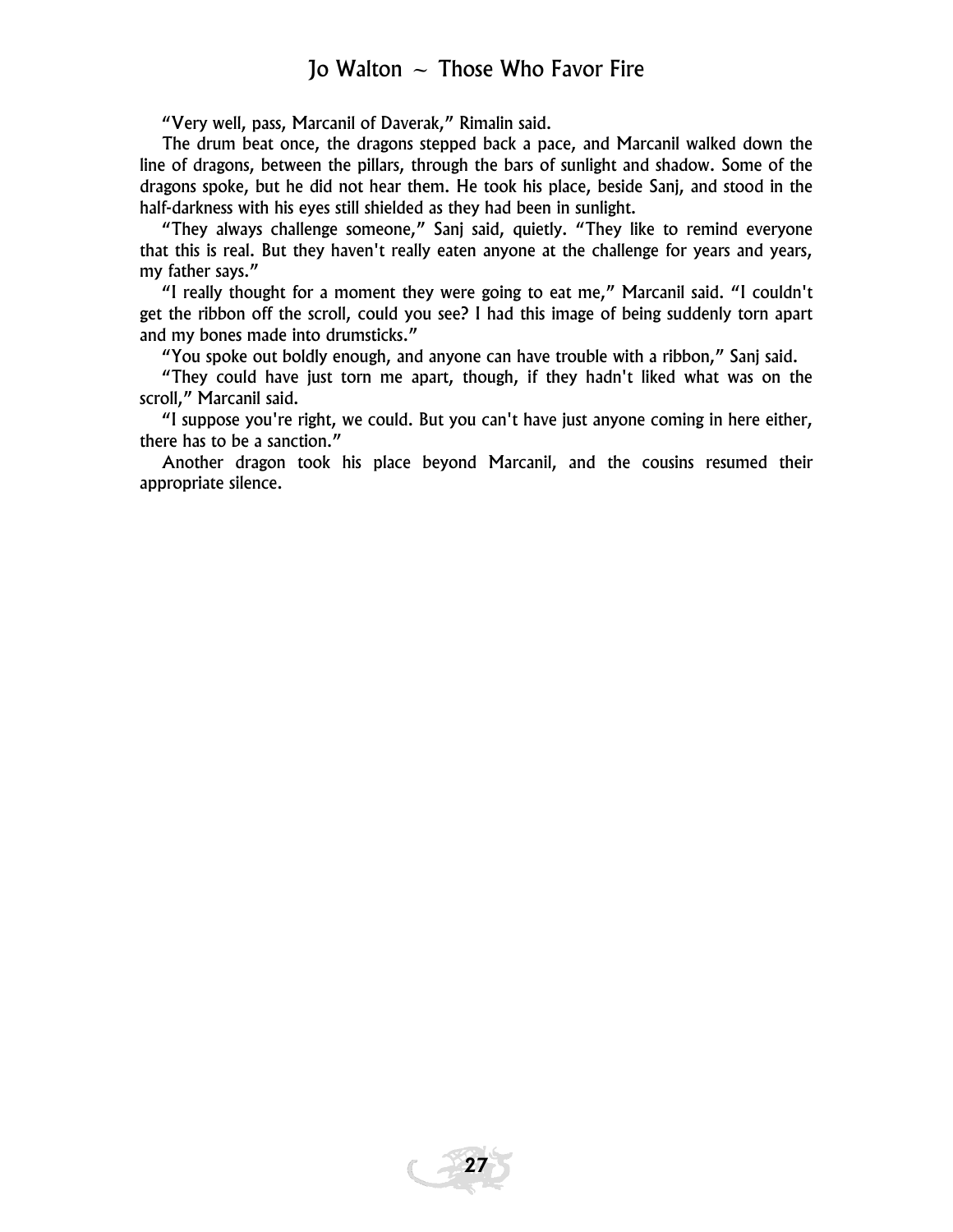"Very well, pass, Marcanil of Daverak," Rimalin said.

The drum beat once, the dragons stepped back a pace, and Marcanil walked down the line of dragons, between the pillars, through the bars of sunlight and shadow. Some of the dragons spoke, but he did not hear them. He took his place, beside Sanj, and stood in the half-darkness with his eyes still shielded as they had been in sunlight.

"They always challenge someone," Sanj said, quietly. "They like to remind everyone that this is real. But they haven't really eaten anyone at the challenge for years and years, my father says."

"I really thought for a moment they were going to eat me," Marcanil said. "I couldn't get the ribbon off the scroll, could you see? I had this image of being suddenly torn apart and my bones made into drumsticks."

"You spoke out boldly enough, and anyone can have trouble with a ribbon," Sanj said.

"They could have just torn me apart, though, if they hadn't liked what was on the scroll," Marcanil said.

"I suppose you're right, we could. But you can't have just anyone coming in here either, there has to be a sanction."

Another dragon took his place beyond Marcanil, and the cousins resumed their appropriate silence.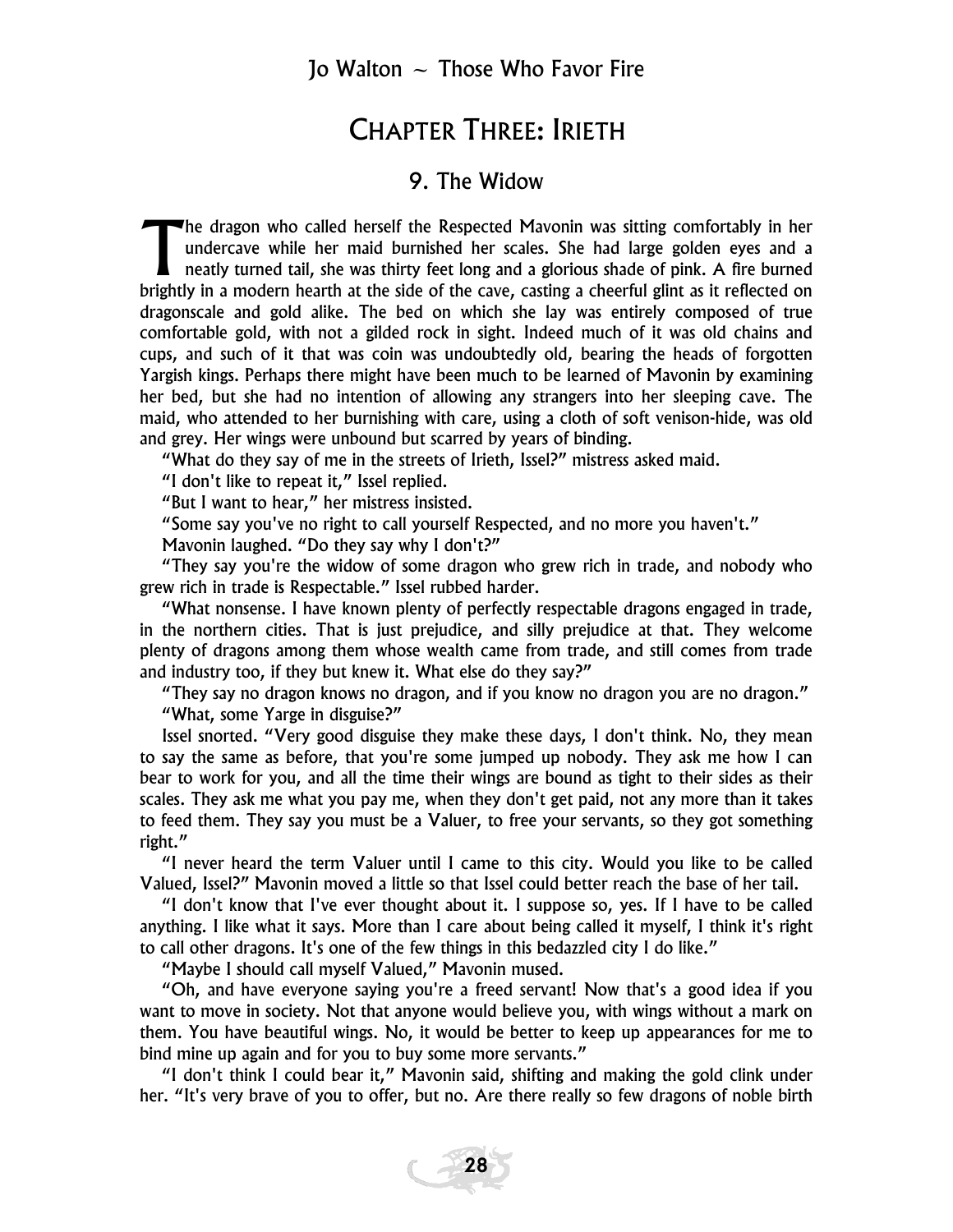# Chapter Three: Irieth

## 9. The Widow

The dragon who called herself the Respected Mavonin was sitting comfortably in her undercave while her maid burnished her scales. She had large golden eyes and a neatly turned tail, she was thirty feet long and a glorious shade of pink. A fire burned brightly in a modern hearth at the side of the cave, casting a cheerful glint as it reflected on dragonscale and gold alike. The bed on which she lay was entirely composed of true comfortable gold, with not a gilded rock in sight. Indeed much of it was old chains and cups, and such of it that was coin was undoubtedly old, bearing the heads of forgotten Yargish kings. Perhaps there might have been much to be learned of Mavonin by examining her bed, but she had no intention of allowing any strangers into her sleeping cave. The maid, who attended to her burnishing with care, using a cloth of soft venison-hide, was old and grey. Her wings were unbound but scarred by years of binding.

"What do they say of me in the streets of Irieth, Issel?" mistress asked maid.

"I don't like to repeat it," Issel replied.

"But I want to hear," her mistress insisted.

"Some say you've no right to call yourself Respected, and no more you haven't."

Mavonin laughed. "Do they say why I don't?"

"They say you're the widow of some dragon who grew rich in trade, and nobody who grew rich in trade is Respectable." Issel rubbed harder.

"What nonsense. I have known plenty of perfectly respectable dragons engaged in trade, in the northern cities. That is just prejudice, and silly prejudice at that. They welcome plenty of dragons among them whose wealth came from trade, and still comes from trade and industry too, if they but knew it. What else do they say?"

"They say no dragon knows no dragon, and if you know no dragon you are no dragon."

"What, some Yarge in disguise?"

Issel snorted. "Very good disguise they make these days, I don't think. No, they mean to say the same as before, that you're some jumped up nobody. They ask me how I can bear to work for you, and all the time their wings are bound as tight to their sides as their scales. They ask me what you pay me, when they don't get paid, not any more than it takes to feed them. They say you must be a Valuer, to free your servants, so they got something right."

"I never heard the term Valuer until I came to this city. Would you like to be called Valued, Issel?" Mavonin moved a little so that Issel could better reach the base of her tail.

"I don't know that I've ever thought about it. I suppose so, yes. If I have to be called anything. I like what it says. More than I care about being called it myself, I think it's right to call other dragons. It's one of the few things in this bedazzled city I do like."

"Maybe I should call myself Valued," Mavonin mused.

"Oh, and have everyone saying you're a freed servant! Now that's a good idea if you want to move in society. Not that anyone would believe you, with wings without a mark on them. You have beautiful wings. No, it would be better to keep up appearances for me to bind mine up again and for you to buy some more servants."

"I don't think I could bear it," Mavonin said, shifting and making the gold clink under her. "It's very brave of you to offer, but no. Are there really so few dragons of noble birth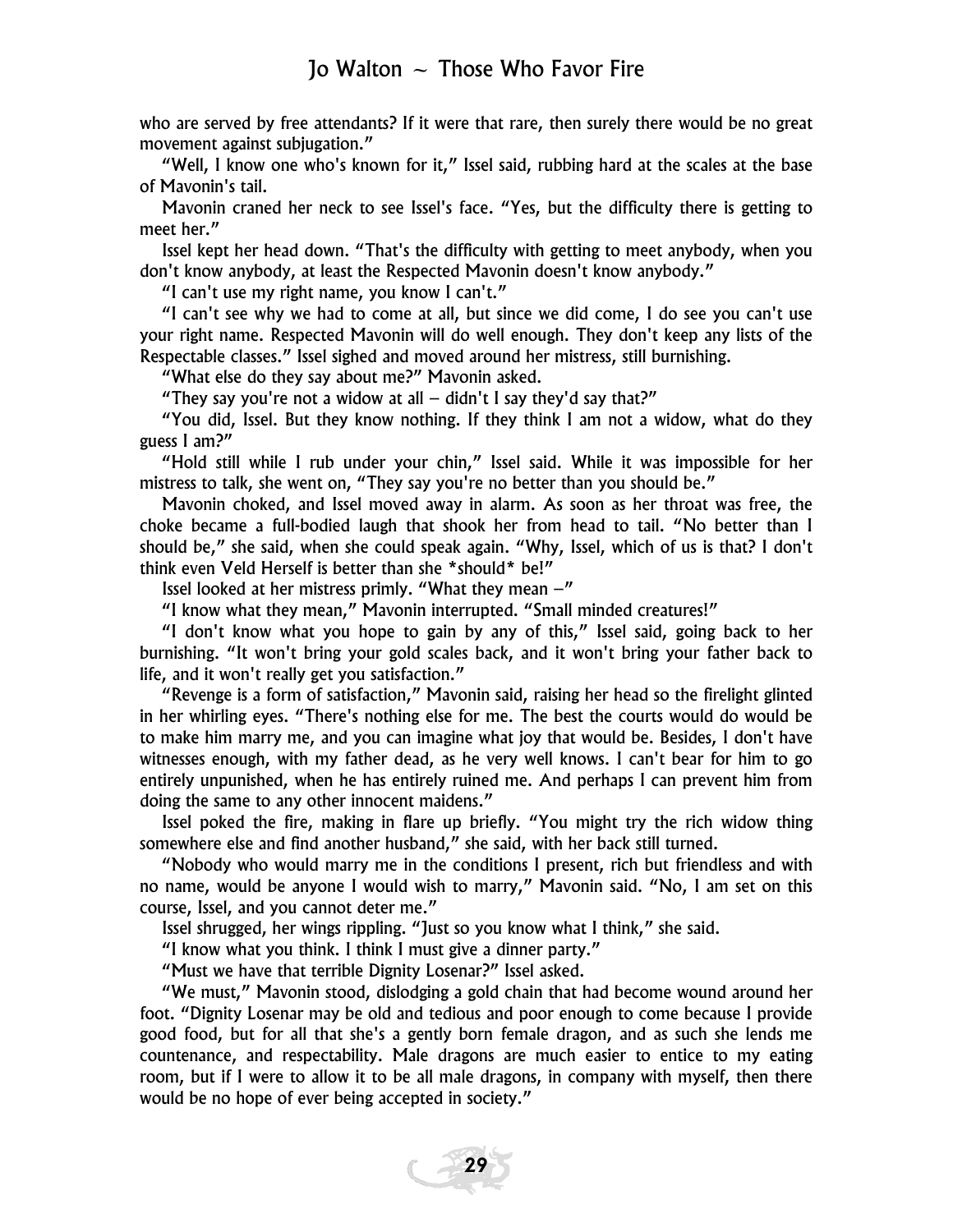who are served by free attendants? If it were that rare, then surely there would be no great movement against subjugation."

"Well, I know one who's known for it," Issel said, rubbing hard at the scales at the base of Mavonin's tail.

Mavonin craned her neck to see Issel's face. "Yes, but the difficulty there is getting to meet her."

Issel kept her head down. "That's the difficulty with getting to meet anybody, when you don't know anybody, at least the Respected Mavonin doesn't know anybody."

"I can't use my right name, you know I can't."

"I can't see why we had to come at all, but since we did come, I do see you can't use your right name. Respected Mavonin will do well enough. They don't keep any lists of the Respectable classes." Issel sighed and moved around her mistress, still burnishing.

"What else do they say about me?" Mavonin asked.

"They say you're not a widow at all – didn't I say they'd say that?"

"You did, Issel. But they know nothing. If they think I am not a widow, what do they guess I am?"

"Hold still while I rub under your chin," Issel said. While it was impossible for her mistress to talk, she went on, "They say you're no better than you should be."

Mavonin choked, and Issel moved away in alarm. As soon as her throat was free, the choke became a full-bodied laugh that shook her from head to tail. "No better than I should be," she said, when she could speak again. "Why, Issel, which of us is that? I don't think even Veld Herself is better than she *should* be!"

Issel looked at her mistress primly. "What they mean –"

"I know what they mean," Mavonin interrupted. "Small minded creatures!"

"I don't know what you hope to gain by any of this," Issel said, going back to her burnishing. "It won't bring your gold scales back, and it won't bring your father back to life, and it won't really get you satisfaction."

"Revenge is a form of satisfaction," Mavonin said, raising her head so the firelight glinted in her whirling eyes. "There's nothing else for me. The best the courts would do would be to make him marry me, and you can imagine what joy that would be. Besides, I don't have witnesses enough, with my father dead, as he very well knows. I can't bear for him to go entirely unpunished, when he has entirely ruined me. And perhaps I can prevent him from doing the same to any other innocent maidens."

Issel poked the fire, making in flare up briefly. "You might try the rich widow thing somewhere else and find another husband," she said, with her back still turned.

"Nobody who would marry me in the conditions I present, rich but friendless and with no name, would be anyone I would wish to marry," Mavonin said. "No, I am set on this course, Issel, and you cannot deter me."

Issel shrugged, her wings rippling. "Just so you know what I think," she said.

"I know what you think. I think I must give a dinner party."

"Must we have that terrible Dignity Losenar?" Issel asked.

"We must," Mavonin stood, dislodging a gold chain that had become wound around her foot. "Dignity Losenar may be old and tedious and poor enough to come because I provide good food, but for all that she's a gently born female dragon, and as such she lends me countenance, and respectability. Male dragons are much easier to entice to my eating room, but if I were to allow it to be all male dragons, in company with myself, then there would be no hope of ever being accepted in society."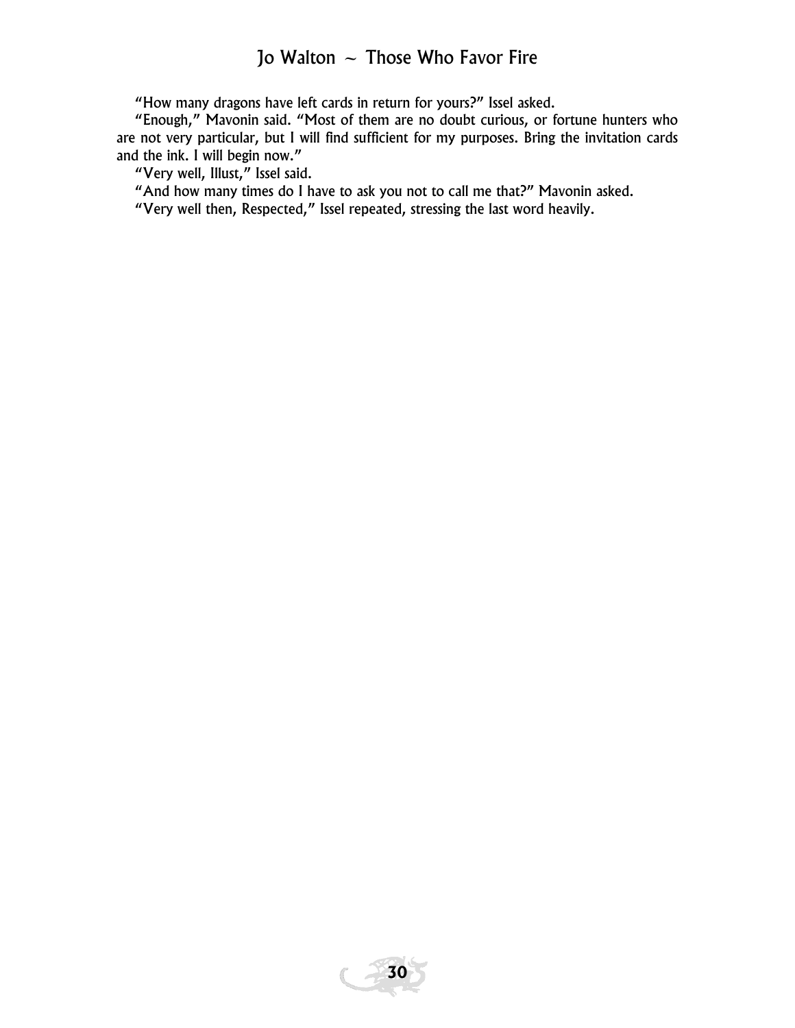"How many dragons have left cards in return for yours?" Issel asked.

"Enough," Mavonin said. "Most of them are no doubt curious, or fortune hunters who are not very particular, but I will find sufficient for my purposes. Bring the invitation cards and the ink. I will begin now."

"Very well, Illust," Issel said.

"And how many times do I have to ask you not to call me that?" Mavonin asked.

"Very well then, Respected," Issel repeated, stressing the last word heavily.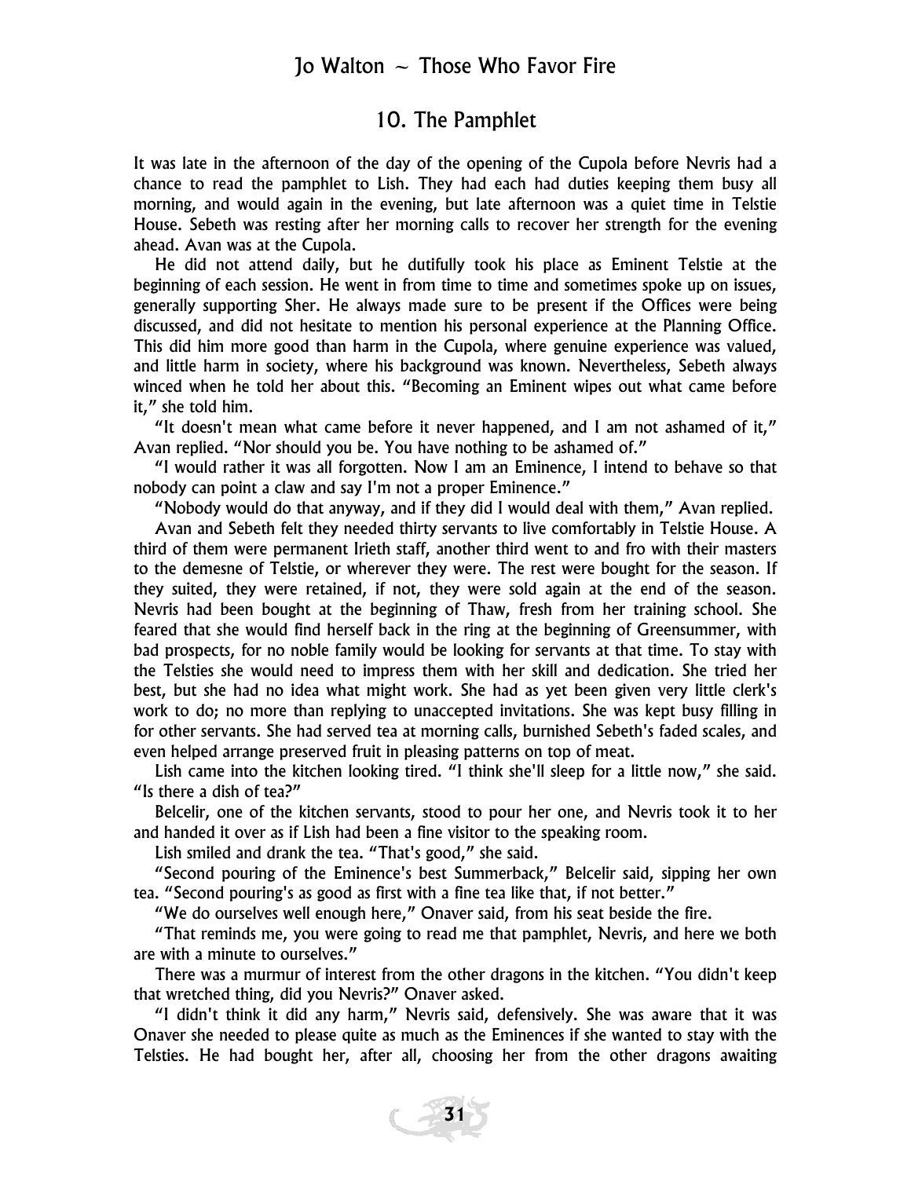## 10. The Pamphlet

It was late in the afternoon of the day of the opening of the Cupola before Nevris had a chance to read the pamphlet to Lish. They had each had duties keeping them busy all morning, and would again in the evening, but late afternoon was a quiet time in Telstie House. Sebeth was resting after her morning calls to recover her strength for the evening ahead. Avan was at the Cupola.

He did not attend daily, but he dutifully took his place as Eminent Telstie at the beginning of each session. He went in from time to time and sometimes spoke up on issues, generally supporting Sher. He always made sure to be present if the Offices were being discussed, and did not hesitate to mention his personal experience at the Planning Office. This did him more good than harm in the Cupola, where genuine experience was valued, and little harm in society, where his background was known. Nevertheless, Sebeth always winced when he told her about this. "Becoming an Eminent wipes out what came before it," she told him.

"It doesn't mean what came before it never happened, and I am not ashamed of it," Avan replied. "Nor should you be. You have nothing to be ashamed of."

"I would rather it was all forgotten. Now I am an Eminence, I intend to behave so that nobody can point a claw and say I'm not a proper Eminence."

"Nobody would do that anyway, and if they did I would deal with them," Avan replied.

Avan and Sebeth felt they needed thirty servants to live comfortably in Telstie House. A third of them were permanent Irieth staff, another third went to and fro with their masters to the demesne of Telstie, or wherever they were. The rest were bought for the season. If they suited, they were retained, if not, they were sold again at the end of the season. Nevris had been bought at the beginning of Thaw, fresh from her training school. She feared that she would find herself back in the ring at the beginning of Greensummer, with bad prospects, for no noble family would be looking for servants at that time. To stay with the Telsties she would need to impress them with her skill and dedication. She tried her best, but she had no idea what might work. She had as yet been given very little clerk's work to do; no more than replying to unaccepted invitations. She was kept busy filling in for other servants. She had served tea at morning calls, burnished Sebeth's faded scales, and even helped arrange preserved fruit in pleasing patterns on top of meat.

Lish came into the kitchen looking tired. "I think she'll sleep for a little now," she said. "Is there a dish of tea?"

Belcelir, one of the kitchen servants, stood to pour her one, and Nevris took it to her and handed it over as if Lish had been a fine visitor to the speaking room.

Lish smiled and drank the tea. "That's good," she said.

"Second pouring of the Eminence's best Summerback," Belcelir said, sipping her own tea. "Second pouring's as good as first with a fine tea like that, if not better."

"We do ourselves well enough here," Onaver said, from his seat beside the fire.

"That reminds me, you were going to read me that pamphlet, Nevris, and here we both are with a minute to ourselves."

There was a murmur of interest from the other dragons in the kitchen. "You didn't keep that wretched thing, did you Nevris?" Onaver asked.

"I didn't think it did any harm," Nevris said, defensively. She was aware that it was Onaver she needed to please quite as much as the Eminences if she wanted to stay with the Telsties. He had bought her, after all, choosing her from the other dragons awaiting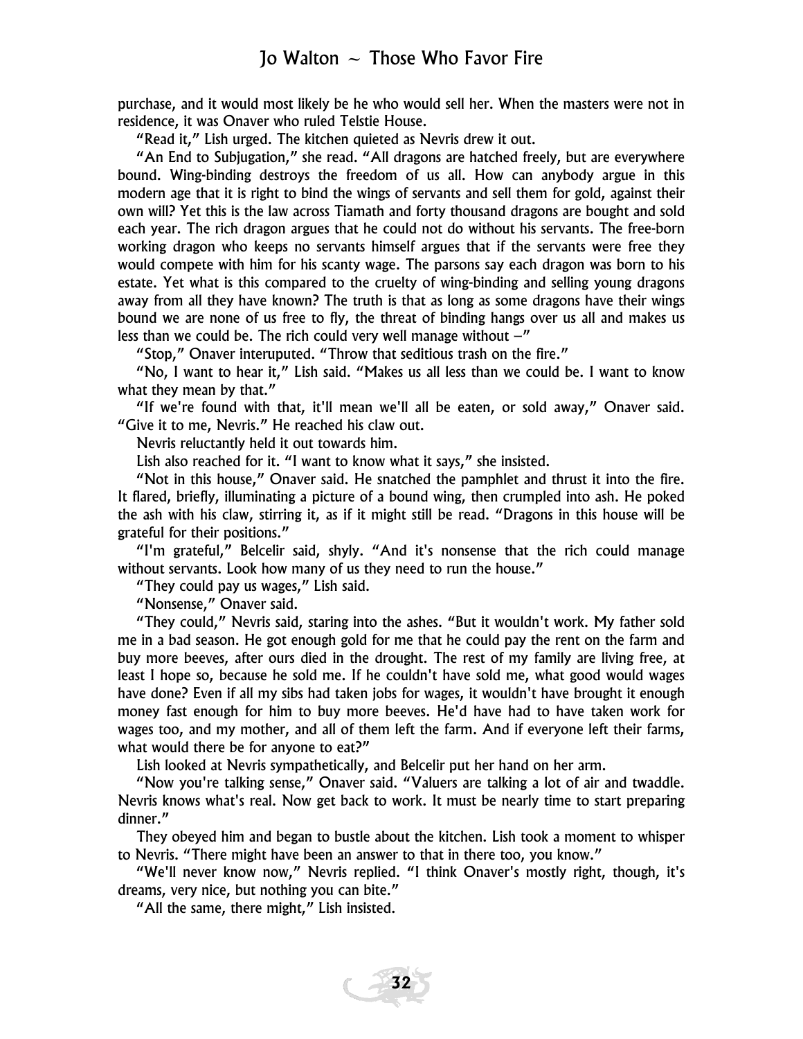purchase, and it would most likely be he who would sell her. When the masters were not in residence, it was Onaver who ruled Telstie House.

"Read it," Lish urged. The kitchen quieted as Nevris drew it out.

"An End to Subjugation," she read. "All dragons are hatched freely, but are everywhere bound. Wing-binding destroys the freedom of us all. How can anybody argue in this modern age that it is right to bind the wings of servants and sell them for gold, against their own will? Yet this is the law across Tiamath and forty thousand dragons are bought and sold each year. The rich dragon argues that he could not do without his servants. The free-born working dragon who keeps no servants himself argues that if the servants were free they would compete with him for his scanty wage. The parsons say each dragon was born to his estate. Yet what is this compared to the cruelty of wing-binding and selling young dragons away from all they have known? The truth is that as long as some dragons have their wings bound we are none of us free to fly, the threat of binding hangs over us all and makes us less than we could be. The rich could very well manage without –"

"Stop," Onaver interuputed. "Throw that seditious trash on the fire."

"No, I want to hear it," Lish said. "Makes us all less than we could be. I want to know what they mean by that."

"If we're found with that, it'll mean we'll all be eaten, or sold away," Onaver said. "Give it to me, Nevris." He reached his claw out.

Nevris reluctantly held it out towards him.

Lish also reached for it. "I want to know what it says," she insisted.

"Not in this house," Onaver said. He snatched the pamphlet and thrust it into the fire. It flared, briefly, illuminating a picture of a bound wing, then crumpled into ash. He poked the ash with his claw, stirring it, as if it might still be read. "Dragons in this house will be grateful for their positions."

"I'm grateful," Belcelir said, shyly. "And it's nonsense that the rich could manage without servants. Look how many of us they need to run the house."

"They could pay us wages," Lish said.

"Nonsense," Onaver said.

"They could," Nevris said, staring into the ashes. "But it wouldn't work. My father sold me in a bad season. He got enough gold for me that he could pay the rent on the farm and buy more beeves, after ours died in the drought. The rest of my family are living free, at least I hope so, because he sold me. If he couldn't have sold me, what good would wages have done? Even if all my sibs had taken jobs for wages, it wouldn't have brought it enough money fast enough for him to buy more beeves. He'd have had to have taken work for wages too, and my mother, and all of them left the farm. And if everyone left their farms, what would there be for anyone to eat?"

Lish looked at Nevris sympathetically, and Belcelir put her hand on her arm.

"Now you're talking sense," Onaver said. "Valuers are talking a lot of air and twaddle. Nevris knows what's real. Now get back to work. It must be nearly time to start preparing dinner."

They obeyed him and began to bustle about the kitchen. Lish took a moment to whisper to Nevris. "There might have been an answer to that in there too, you know."

"We'll never know now," Nevris replied. "I think Onaver's mostly right, though, it's dreams, very nice, but nothing you can bite."

"All the same, there might," Lish insisted.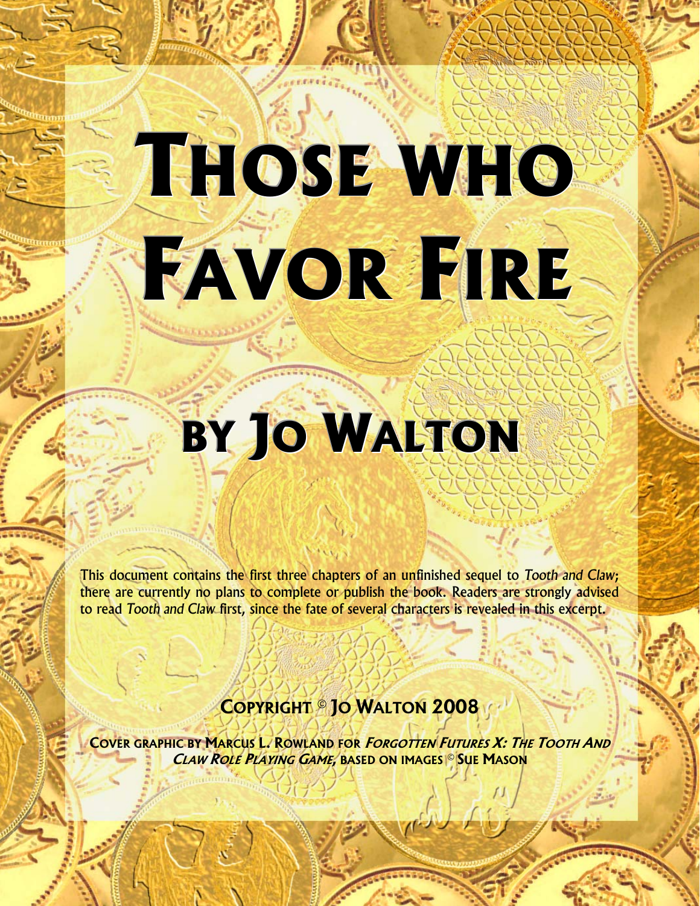# Those who Favor Fire

# by Jo Walton

This document contains the first three chapters of an unfinished sequel to *Tooth and Claw*; there are currently no plans to complete or publish the book. Readers are strongly advised to read *Tooth and Claw* first, since the fate of several characters is revealed in this excerpt.

**Copyright © Jo Walton 2008**

**Cover graphic by Marcus L. Rowland for *Forgotten Futures X: The Tooth And Claw Role Playing Game*, based on images © Sue Mason**